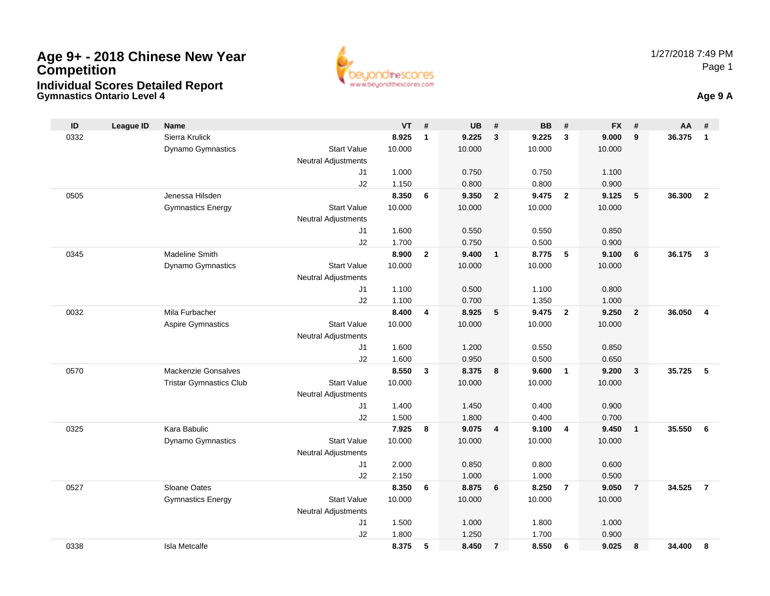# Age 9+ - 2018 Chinese New Year Competition

## Individual Scores Detailed Report

### Gymnastics Ontario Level 4

1/27/2018 7:49 PM

**Age 9 A**

| ID | League ID | Name | | | VT | # | UB | # | BB | # | FX | # | AA | # |
|---|---|---|---|---|---|---|---|---|---|---|---|---|---|---|
| 0332 | | Sierra Krulick | | | **8.925** | **1** | **9.225** | **3** | **9.225** | **3** | **9.000** | **9** | **36.375** | **1** |
| | | Dynamo Gymnastics | Start Value | | 10.000 | | 10.000 | | 10.000 | | 10.000 | | | |
| | | | Neutral Adjustments | | | | | | | | | | | |
| | | | | J1 | 1.000 | | 0.750 | | 0.750 | | 1.100 | | | |
| | | | | J2 | 1.150 | | 0.800 | | 0.800 | | 0.900 | | | |
| 0505 | | Jenessa Hilsden | | | **8.350** | **6** | **9.350** | **2** | **9.475** | **2** | **9.125** | **5** | **36.300** | **2** |
| | | Gymnastics Energy | Start Value | | 10.000 | | 10.000 | | 10.000 | | 10.000 | | | |
| | | | Neutral Adjustments | | | | | | | | | | | |
| | | | | J1 | 1.600 | | 0.550 | | 0.550 | | 0.850 | | | |
| | | | | J2 | 1.700 | | 0.750 | | 0.500 | | 0.900 | | | |
| 0345 | | Madeline Smith | | | **8.900** | **2** | **9.400** | **1** | **8.775** | **5** | **9.100** | **6** | **36.175** | **3** |
| | | Dynamo Gymnastics | Start Value | | 10.000 | | 10.000 | | 10.000 | | 10.000 | | | |
| | | | Neutral Adjustments | | | | | | | | | | | |
| | | | | J1 | 1.100 | | 0.500 | | 1.100 | | 0.800 | | | |
| | | | | J2 | 1.100 | | 0.700 | | 1.350 | | 1.000 | | | |
| 0032 | | Mila Furbacher | | | **8.400** | **4** | **8.925** | **5** | **9.475** | **2** | **9.250** | **2** | **36.050** | **4** |
| | | Aspire Gymnastics | Start Value | | 10.000 | | 10.000 | | 10.000 | | 10.000 | | | |
| | | | Neutral Adjustments | | | | | | | | | | | |
| | | | | J1 | 1.600 | | 1.200 | | 0.550 | | 0.850 | | | |
| | | | | J2 | 1.600 | | 0.950 | | 0.500 | | 0.650 | | | |
| 0570 | | Mackenzie Gonsalves | | | **8.550** | **3** | **8.375** | **8** | **9.600** | **1** | **9.200** | **3** | **35.725** | **5** |
| | | Tristar Gymnastics Club | Start Value | | 10.000 | | 10.000 | | 10.000 | | 10.000 | | | |
| | | | Neutral Adjustments | | | | | | | | | | | |
| | | | | J1 | 1.400 | | 1.450 | | 0.400 | | 0.900 | | | |
| | | | | J2 | 1.500 | | 1.800 | | 0.400 | | 0.700 | | | |
| 0325 | | Kara Babulic | | | **7.925** | **8** | **9.075** | **4** | **9.100** | **4** | **9.450** | **1** | **35.550** | **6** |
| | | Dynamo Gymnastics | Start Value | | 10.000 | | 10.000 | | 10.000 | | 10.000 | | | |
| | | | Neutral Adjustments | | | | | | | | | | | |
| | | | | J1 | 2.000 | | 0.850 | | 0.800 | | 0.600 | | | |
| | | | | J2 | 2.150 | | 1.000 | | 1.000 | | 0.500 | | | |
| 0527 | | Sloane Oates | | | **8.350** | **6** | **8.875** | **6** | **8.250** | **7** | **9.050** | **7** | **34.525** | **7** |
| | | Gymnastics Energy | Start Value | | 10.000 | | 10.000 | | 10.000 | | 10.000 | | | |
| | | | Neutral Adjustments | | | | | | | | | | | |
| | | | | J1 | 1.500 | | 1.000 | | 1.800 | | 1.000 | | | |
| | | | | J2 | 1.800 | | 1.250 | | 1.700 | | 0.900 | | | |
| 0338 | | Isla Metcalfe | | | **8.375** | **5** | **8.450** | **7** | **8.550** | **6** | **9.025** | **8** | **34.400** | **8** |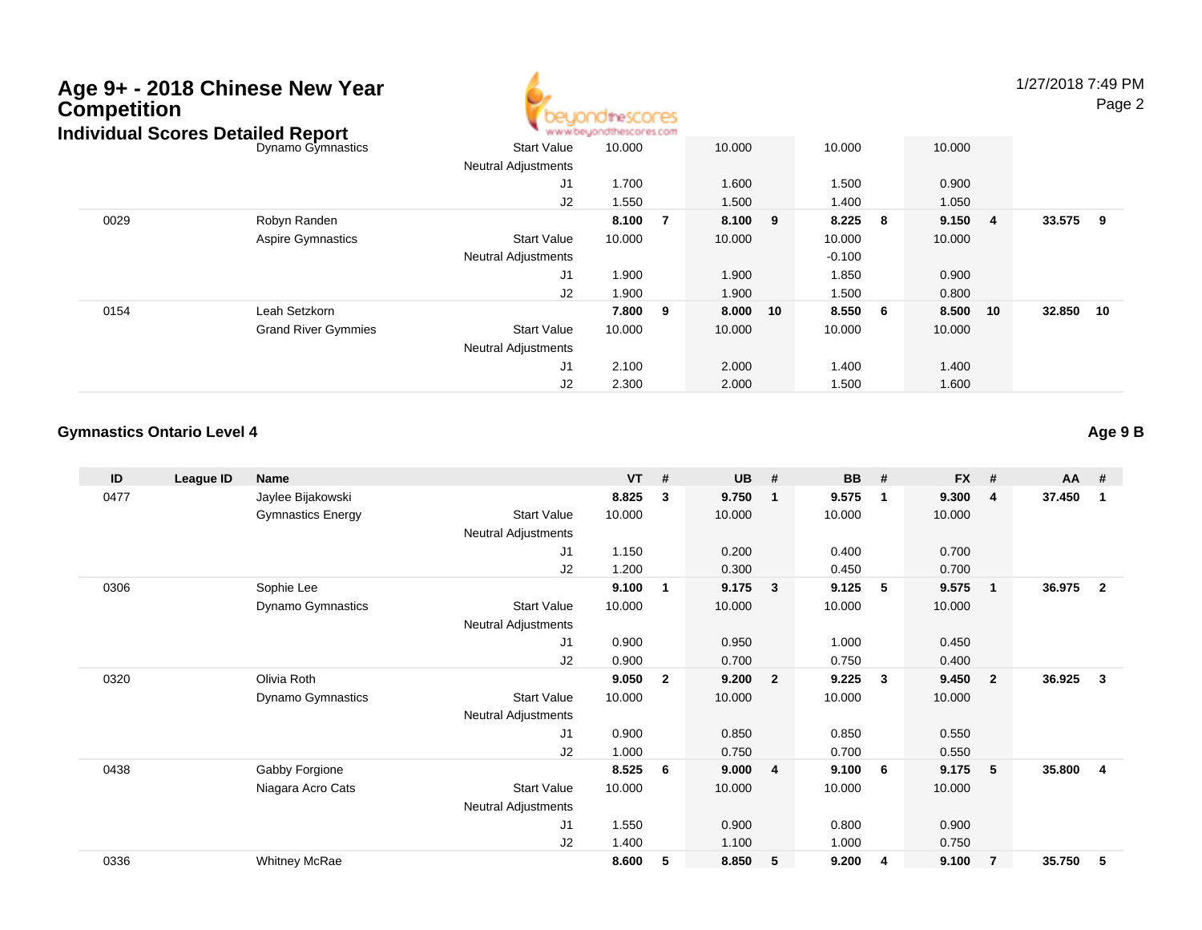# Age 9+ - 2018 Chinese New Year Competition

## Individual Scores Detailed Report

1/27/2018 7:49 PM

| ID | League ID | Name | | VT | # | UB | # | BB | # | FX | # | AA | # |
|---|---|---|---|---|---|---|---|---|---|---|---|---|---|
| | | Dynamo Gymnastics | Start Value | 10.000 | | 10.000 | | 10.000 | | 10.000 | | | |
| | | | Neutral Adjustments | | | | | | | | | | |
| | | | J1 | 1.700 | | 1.600 | | 1.500 | | 0.900 | | | |
| | | | J2 | 1.550 | | 1.500 | | 1.400 | | 1.050 | | | |
| 0029 | | Robyn Randen | | **8.100** | **7** | **8.100** | **9** | **8.225** | **8** | **9.150** | **4** | **33.575** | **9** |
| | | Aspire Gymnastics | Start Value | 10.000 | | 10.000 | | 10.000 | | 10.000 | | | |
| | | | Neutral Adjustments | | | | | -0.100 | | | | | |
| | | | J1 | 1.900 | | 1.900 | | 1.850 | | 0.900 | | | |
| | | | J2 | 1.900 | | 1.900 | | 1.500 | | 0.800 | | | |
| 0154 | | Leah Setzkorn | | **7.800** | **9** | **8.000** | **10** | **8.550** | **6** | **8.500** | **10** | **32.850** | **10** |
| | | Grand River Gymmies | Start Value | 10.000 | | 10.000 | | 10.000 | | 10.000 | | | |
| | | | Neutral Adjustments | | | | | | | | | | |
| | | | J1 | 2.100 | | 2.000 | | 1.400 | | 1.400 | | | |
| | | | J2 | 2.300 | | 2.000 | | 1.500 | | 1.600 | | | |

### Gymnastics Ontario Level 4

**Age 9 B**

| ID | League ID | Name | | VT | # | UB | # | BB | # | FX | # | AA | # |
|---|---|---|---|---|---|---|---|---|---|---|---|---|---|
| 0477 | | Jaylee Bijakowski | | **8.825** | **3** | **9.750** | **1** | **9.575** | **1** | **9.300** | **4** | **37.450** | **1** |
| | | Gymnastics Energy | Start Value | 10.000 | | 10.000 | | 10.000 | | 10.000 | | | |
| | | | Neutral Adjustments | | | | | | | | | | |
| | | | J1 | 1.150 | | 0.200 | | 0.400 | | 0.700 | | | |
| | | | J2 | 1.200 | | 0.300 | | 0.450 | | 0.700 | | | |
| 0306 | | Sophie Lee | | **9.100** | **1** | **9.175** | **3** | **9.125** | **5** | **9.575** | **1** | **36.975** | **2** |
| | | Dynamo Gymnastics | Start Value | 10.000 | | 10.000 | | 10.000 | | 10.000 | | | |
| | | | Neutral Adjustments | | | | | | | | | | |
| | | | J1 | 0.900 | | 0.950 | | 1.000 | | 0.450 | | | |
| | | | J2 | 0.900 | | 0.700 | | 0.750 | | 0.400 | | | |
| 0320 | | Olivia Roth | | **9.050** | **2** | **9.200** | **2** | **9.225** | **3** | **9.450** | **2** | **36.925** | **3** |
| | | Dynamo Gymnastics | Start Value | 10.000 | | 10.000 | | 10.000 | | 10.000 | | | |
| | | | Neutral Adjustments | | | | | | | | | | |
| | | | J1 | 0.900 | | 0.850 | | 0.850 | | 0.550 | | | |
| | | | J2 | 1.000 | | 0.750 | | 0.700 | | 0.550 | | | |
| 0438 | | Gabby Forgione | | **8.525** | **6** | **9.000** | **4** | **9.100** | **6** | **9.175** | **5** | **35.800** | **4** |
| | | Niagara Acro Cats | Start Value | 10.000 | | 10.000 | | 10.000 | | 10.000 | | | |
| | | | Neutral Adjustments | | | | | | | | | | |
| | | | J1 | 1.550 | | 0.900 | | 0.800 | | 0.900 | | | |
| | | | J2 | 1.400 | | 1.100 | | 1.000 | | 0.750 | | | |
| 0336 | | Whitney McRae | | **8.600** | **5** | **8.850** | **5** | **9.200** | **4** | **9.100** | **7** | **35.750** | **5** |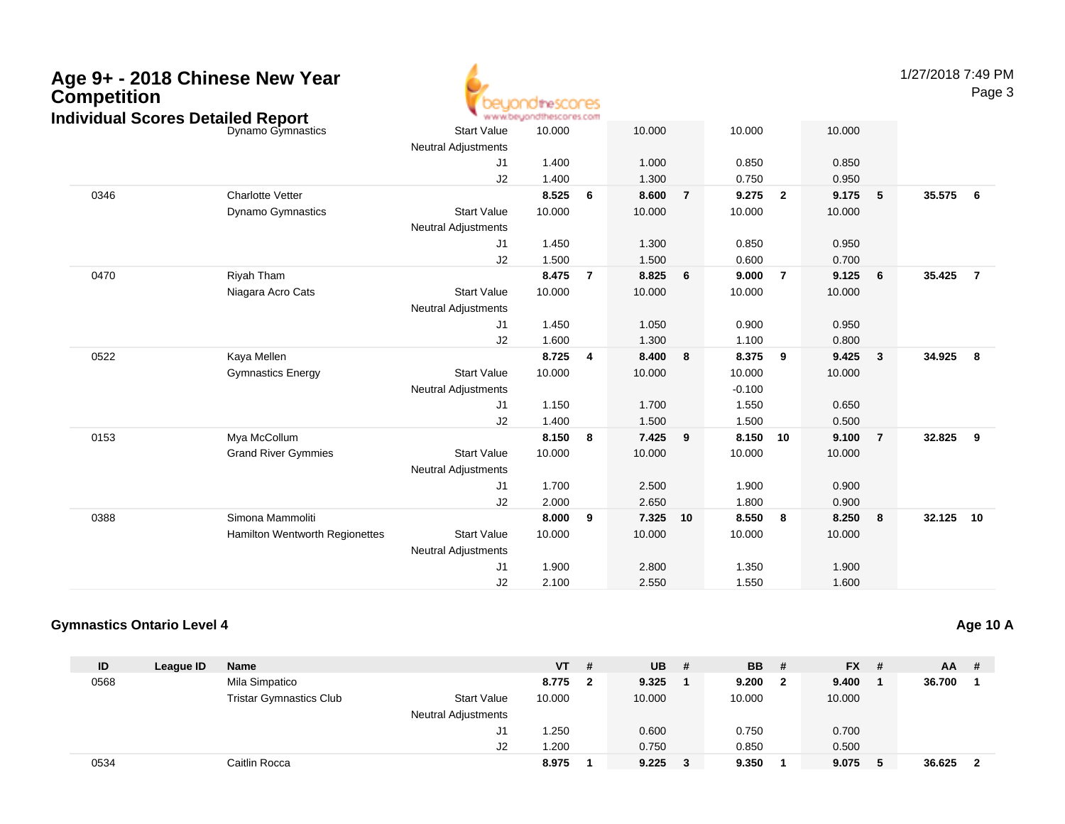# Age 9+ - 2018 Chinese New Year Competition

## Individual Scores Detailed Report

| ID | League ID | Name | | VT | # | UB | # | BB | # | FX | # | AA | # |
|---|---|---|---|---|---|---|---|---|---|---|---|---|---|
| | | Dynamo Gymnastics | Start Value | 10.000 | | 10.000 | | 10.000 | | 10.000 | | | |
| | | | Neutral Adjustments | | | | | | | | | | |
| | | | J1 | 1.400 | | 1.000 | | 0.850 | | 0.850 | | | |
| | | | J2 | 1.400 | | 1.300 | | 0.750 | | 0.950 | | | |
| 0346 | | Charlotte Vetter | | **8.525** | **6** | **8.600** | **7** | **9.275** | **2** | **9.175** | **5** | **35.575** | **6** |
| | | Dynamo Gymnastics | Start Value | 10.000 | | 10.000 | | 10.000 | | 10.000 | | | |
| | | | Neutral Adjustments | | | | | | | | | | |
| | | | J1 | 1.450 | | 1.300 | | 0.850 | | 0.950 | | | |
| | | | J2 | 1.500 | | 1.500 | | 0.600 | | 0.700 | | | |
| 0470 | | Riyah Tham | | **8.475** | **7** | **8.825** | **6** | **9.000** | **7** | **9.125** | **6** | **35.425** | **7** |
| | | Niagara Acro Cats | Start Value | 10.000 | | 10.000 | | 10.000 | | 10.000 | | | |
| | | | Neutral Adjustments | | | | | | | | | | |
| | | | J1 | 1.450 | | 1.050 | | 0.900 | | 0.950 | | | |
| | | | J2 | 1.600 | | 1.300 | | 1.100 | | 0.800 | | | |
| 0522 | | Kaya Mellen | | **8.725** | **4** | **8.400** | **8** | **8.375** | **9** | **9.425** | **3** | **34.925** | **8** |
| | | Gymnastics Energy | Start Value | 10.000 | | 10.000 | | 10.000 | | 10.000 | | | |
| | | | Neutral Adjustments | | | | | -0.100 | | | | | |
| | | | J1 | 1.150 | | 1.700 | | 1.550 | | 0.650 | | | |
| | | | J2 | 1.400 | | 1.500 | | 1.500 | | 0.500 | | | |
| 0153 | | Mya McCollum | | **8.150** | **8** | **7.425** | **9** | **8.150** | **10** | **9.100** | **7** | **32.825** | **9** |
| | | Grand River Gymmies | Start Value | 10.000 | | 10.000 | | 10.000 | | 10.000 | | | |
| | | | Neutral Adjustments | | | | | | | | | | |
| | | | J1 | 1.700 | | 2.500 | | 1.900 | | 0.900 | | | |
| | | | J2 | 2.000 | | 2.650 | | 1.800 | | 0.900 | | | |
| 0388 | | Simona Mammoliti | | **8.000** | **9** | **7.325** | **10** | **8.550** | **8** | **8.250** | **8** | **32.125** | **10** |
| | | Hamilton Wentworth Regionettes | Start Value | 10.000 | | 10.000 | | 10.000 | | 10.000 | | | |
| | | | Neutral Adjustments | | | | | | | | | | |
| | | | J1 | 1.900 | | 2.800 | | 1.350 | | 1.900 | | | |
| | | | J2 | 2.100 | | 2.550 | | 1.550 | | 1.600 | | | |

### Gymnastics Ontario Level 4

**Age 10 A**

| ID | League ID | Name | | VT | # | UB | # | BB | # | FX | # | AA | # |
|---|---|---|---|---|---|---|---|---|---|---|---|---|---|
| 0568 | | Mila Simpatico | | **8.775** | **2** | **9.325** | **1** | **9.200** | **2** | **9.400** | **1** | **36.700** | **1** |
| | | Tristar Gymnastics Club | Start Value | 10.000 | | 10.000 | | 10.000 | | 10.000 | | | |
| | | | Neutral Adjustments | | | | | | | | | | |
| | | | J1 | 1.250 | | 0.600 | | 0.750 | | 0.700 | | | |
| | | | J2 | 1.200 | | 0.750 | | 0.850 | | 0.500 | | | |
| 0534 | | Caitlin Rocca | | **8.975** | **1** | **9.225** | **3** | **9.350** | **1** | **9.075** | **5** | **36.625** | **2** |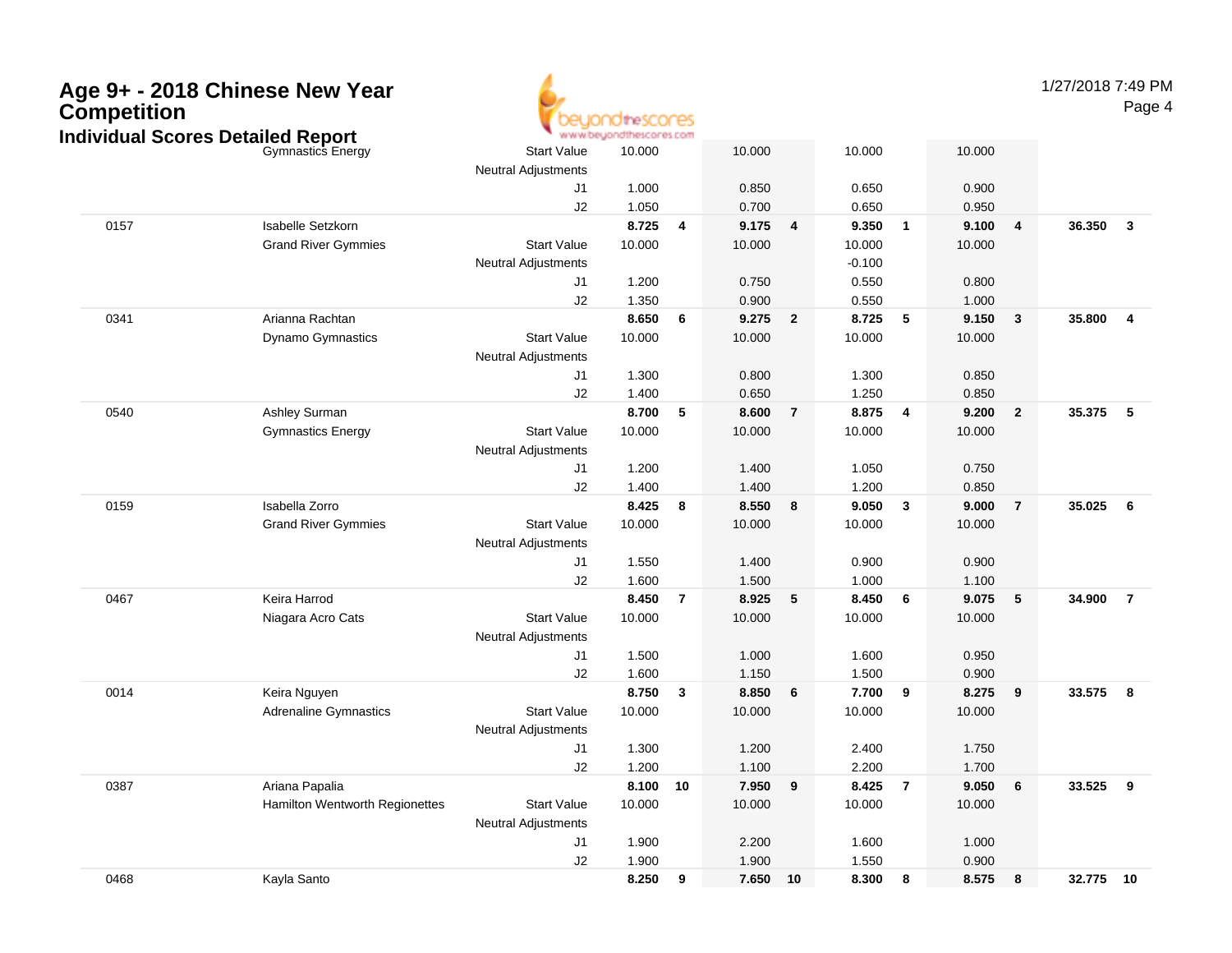# Age 9+ - 2018 Chinese New Year Competition

## Individual Scores Detailed Report

| | | | | | | | | | | | | |
|---|---|---|---|---|---|---|---|---|---|---|---|---|
| | Gymnastics Energy | Start Value | 10.000 | | 10.000 | | 10.000 | | 10.000 | | | |
| | | Neutral Adjustments | | | | | | | | | | |
| | | J1 | 1.000 | | 0.850 | | 0.650 | | 0.900 | | | |
| | | J2 | 1.050 | | 0.700 | | 0.650 | | 0.950 | | | |
| 0157 | Isabelle Setzkorn | | **8.725** | **4** | **9.175** | **4** | **9.350** | **1** | **9.100** | **4** | **36.350** | **3** |
| | Grand River Gymmies | Start Value | 10.000 | | 10.000 | | 10.000 | | 10.000 | | | |
| | | Neutral Adjustments | | | | | -0.100 | | | | | |
| | | J1 | 1.200 | | 0.750 | | 0.550 | | 0.800 | | | |
| | | J2 | 1.350 | | 0.900 | | 0.550 | | 1.000 | | | |
| 0341 | Arianna Rachtan | | **8.650** | **6** | **9.275** | **2** | **8.725** | **5** | **9.150** | **3** | **35.800** | **4** |
| | Dynamo Gymnastics | Start Value | 10.000 | | 10.000 | | 10.000 | | 10.000 | | | |
| | | Neutral Adjustments | | | | | | | | | | |
| | | J1 | 1.300 | | 0.800 | | 1.300 | | 0.850 | | | |
| | | J2 | 1.400 | | 0.650 | | 1.250 | | 0.850 | | | |
| 0540 | Ashley Surman | | **8.700** | **5** | **8.600** | **7** | **8.875** | **4** | **9.200** | **2** | **35.375** | **5** |
| | Gymnastics Energy | Start Value | 10.000 | | 10.000 | | 10.000 | | 10.000 | | | |
| | | Neutral Adjustments | | | | | | | | | | |
| | | J1 | 1.200 | | 1.400 | | 1.050 | | 0.750 | | | |
| | | J2 | 1.400 | | 1.400 | | 1.200 | | 0.850 | | | |
| 0159 | Isabella Zorro | | **8.425** | **8** | **8.550** | **8** | **9.050** | **3** | **9.000** | **7** | **35.025** | **6** |
| | Grand River Gymmies | Start Value | 10.000 | | 10.000 | | 10.000 | | 10.000 | | | |
| | | Neutral Adjustments | | | | | | | | | | |
| | | J1 | 1.550 | | 1.400 | | 0.900 | | 0.900 | | | |
| | | J2 | 1.600 | | 1.500 | | 1.000 | | 1.100 | | | |
| 0467 | Keira Harrod | | **8.450** | **7** | **8.925** | **5** | **8.450** | **6** | **9.075** | **5** | **34.900** | **7** |
| | Niagara Acro Cats | Start Value | 10.000 | | 10.000 | | 10.000 | | 10.000 | | | |
| | | Neutral Adjustments | | | | | | | | | | |
| | | J1 | 1.500 | | 1.000 | | 1.600 | | 0.950 | | | |
| | | J2 | 1.600 | | 1.150 | | 1.500 | | 0.900 | | | |
| 0014 | Keira Nguyen | | **8.750** | **3** | **8.850** | **6** | **7.700** | **9** | **8.275** | **9** | **33.575** | **8** |
| | Adrenaline Gymnastics | Start Value | 10.000 | | 10.000 | | 10.000 | | 10.000 | | | |
| | | Neutral Adjustments | | | | | | | | | | |
| | | J1 | 1.300 | | 1.200 | | 2.400 | | 1.750 | | | |
| | | J2 | 1.200 | | 1.100 | | 2.200 | | 1.700 | | | |
| 0387 | Ariana Papalia | | **8.100** | **10** | **7.950** | **9** | **8.425** | **7** | **9.050** | **6** | **33.525** | **9** |
| | Hamilton Wentworth Regionettes | Start Value | 10.000 | | 10.000 | | 10.000 | | 10.000 | | | |
| | | Neutral Adjustments | | | | | | | | | | |
| | | J1 | 1.900 | | 2.200 | | 1.600 | | 1.000 | | | |
| | | J2 | 1.900 | | 1.900 | | 1.550 | | 0.900 | | | |
| 0468 | Kayla Santo | | **8.250** | **9** | **7.650** | **10** | **8.300** | **8** | **8.575** | **8** | **32.775** | **10** |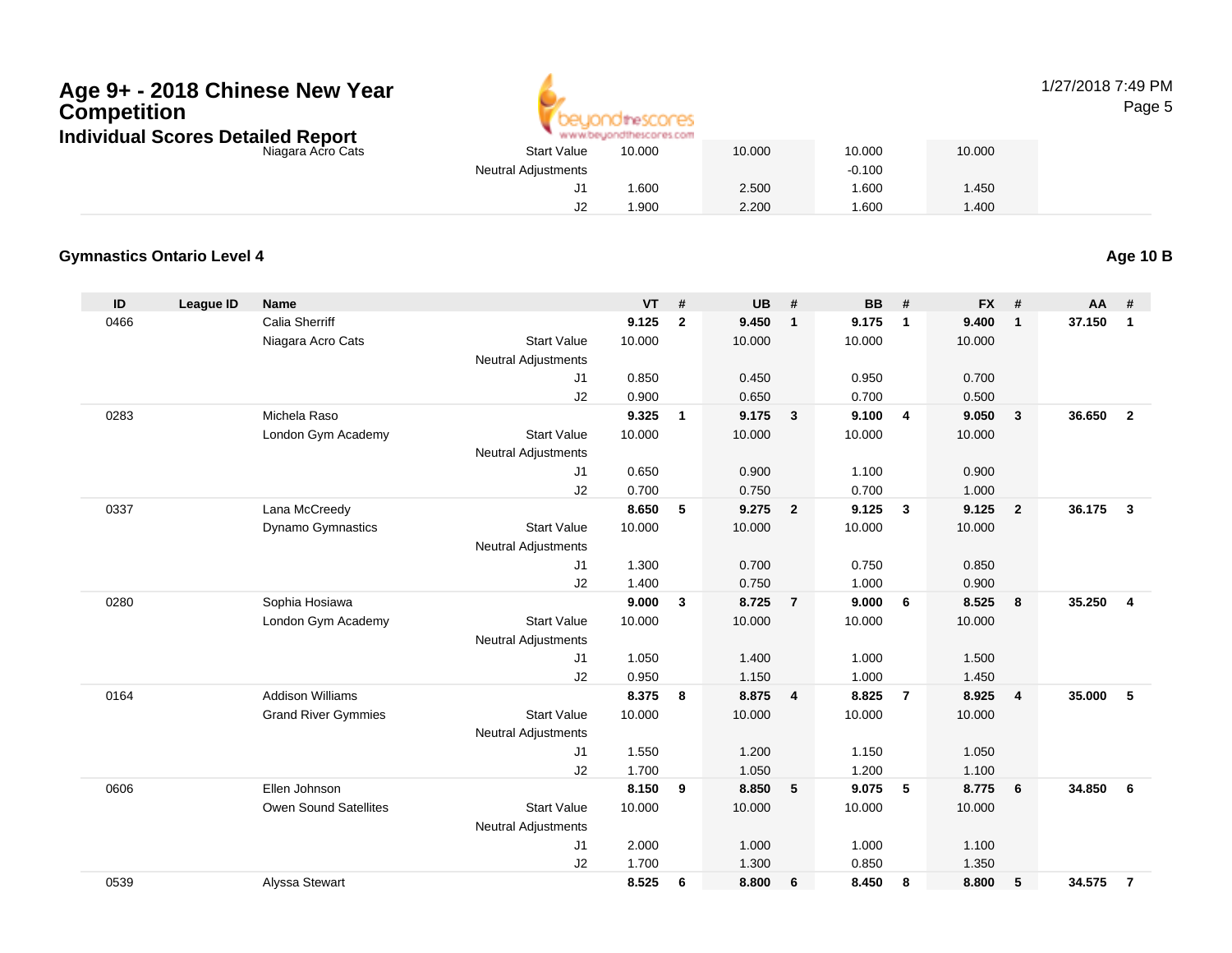# Age 9+ - 2018 Chinese New Year Competition

## Individual Scores Detailed Report

| | | Name | | VT | # | UB | # | BB | # | FX | # | AA | # |
|---|---|---|---|---|---|---|---|---|---|---|---|---|---|
| | | Niagara Acro Cats | Start Value | 10.000 | | 10.000 | | 10.000 | | 10.000 | | | |
| | | | Neutral Adjustments | | | | | -0.100 | | | | | |
| | | | J1 | 1.600 | | 2.500 | | 1.600 | | 1.450 | | | |
| | | | J2 | 1.900 | | 2.200 | | 1.600 | | 1.400 | | | |

### Gymnastics Ontario Level 4

**Age 10 B**

| ID | League ID | Name | | VT | # | UB | # | BB | # | FX | # | AA | # |
|---|---|---|---|---|---|---|---|---|---|---|---|---|---|
| 0466 | | Calia Sherriff | | **9.125** | **2** | **9.450** | **1** | **9.175** | **1** | **9.400** | **1** | **37.150** | **1** |
| | | Niagara Acro Cats | Start Value | 10.000 | | 10.000 | | 10.000 | | 10.000 | | | |
| | | | Neutral Adjustments | | | | | | | | | | |
| | | | J1 | 0.850 | | 0.450 | | 0.950 | | 0.700 | | | |
| | | | J2 | 0.900 | | 0.650 | | 0.700 | | 0.500 | | | |
| 0283 | | Michela Raso | | **9.325** | **1** | **9.175** | **3** | **9.100** | **4** | **9.050** | **3** | **36.650** | **2** |
| | | London Gym Academy | Start Value | 10.000 | | 10.000 | | 10.000 | | 10.000 | | | |
| | | | Neutral Adjustments | | | | | | | | | | |
| | | | J1 | 0.650 | | 0.900 | | 1.100 | | 0.900 | | | |
| | | | J2 | 0.700 | | 0.750 | | 0.700 | | 1.000 | | | |
| 0337 | | Lana McCreedy | | **8.650** | **5** | **9.275** | **2** | **9.125** | **3** | **9.125** | **2** | **36.175** | **3** |
| | | Dynamo Gymnastics | Start Value | 10.000 | | 10.000 | | 10.000 | | 10.000 | | | |
| | | | Neutral Adjustments | | | | | | | | | | |
| | | | J1 | 1.300 | | 0.700 | | 0.750 | | 0.850 | | | |
| | | | J2 | 1.400 | | 0.750 | | 1.000 | | 0.900 | | | |
| 0280 | | Sophia Hosiawa | | **9.000** | **3** | **8.725** | **7** | **9.000** | **6** | **8.525** | **8** | **35.250** | **4** |
| | | London Gym Academy | Start Value | 10.000 | | 10.000 | | 10.000 | | 10.000 | | | |
| | | | Neutral Adjustments | | | | | | | | | | |
| | | | J1 | 1.050 | | 1.400 | | 1.000 | | 1.500 | | | |
| | | | J2 | 0.950 | | 1.150 | | 1.000 | | 1.450 | | | |
| 0164 | | Addison Williams | | **8.375** | **8** | **8.875** | **4** | **8.825** | **7** | **8.925** | **4** | **35.000** | **5** |
| | | Grand River Gymmies | Start Value | 10.000 | | 10.000 | | 10.000 | | 10.000 | | | |
| | | | Neutral Adjustments | | | | | | | | | | |
| | | | J1 | 1.550 | | 1.200 | | 1.150 | | 1.050 | | | |
| | | | J2 | 1.700 | | 1.050 | | 1.200 | | 1.100 | | | |
| 0606 | | Ellen Johnson | | **8.150** | **9** | **8.850** | **5** | **9.075** | **5** | **8.775** | **6** | **34.850** | **6** |
| | | Owen Sound Satellites | Start Value | 10.000 | | 10.000 | | 10.000 | | 10.000 | | | |
| | | | Neutral Adjustments | | | | | | | | | | |
| | | | J1 | 2.000 | | 1.000 | | 1.000 | | 1.100 | | | |
| | | | J2 | 1.700 | | 1.300 | | 0.850 | | 1.350 | | | |
| 0539 | | Alyssa Stewart | | **8.525** | **6** | **8.800** | **6** | **8.450** | **8** | **8.800** | **5** | **34.575** | **7** |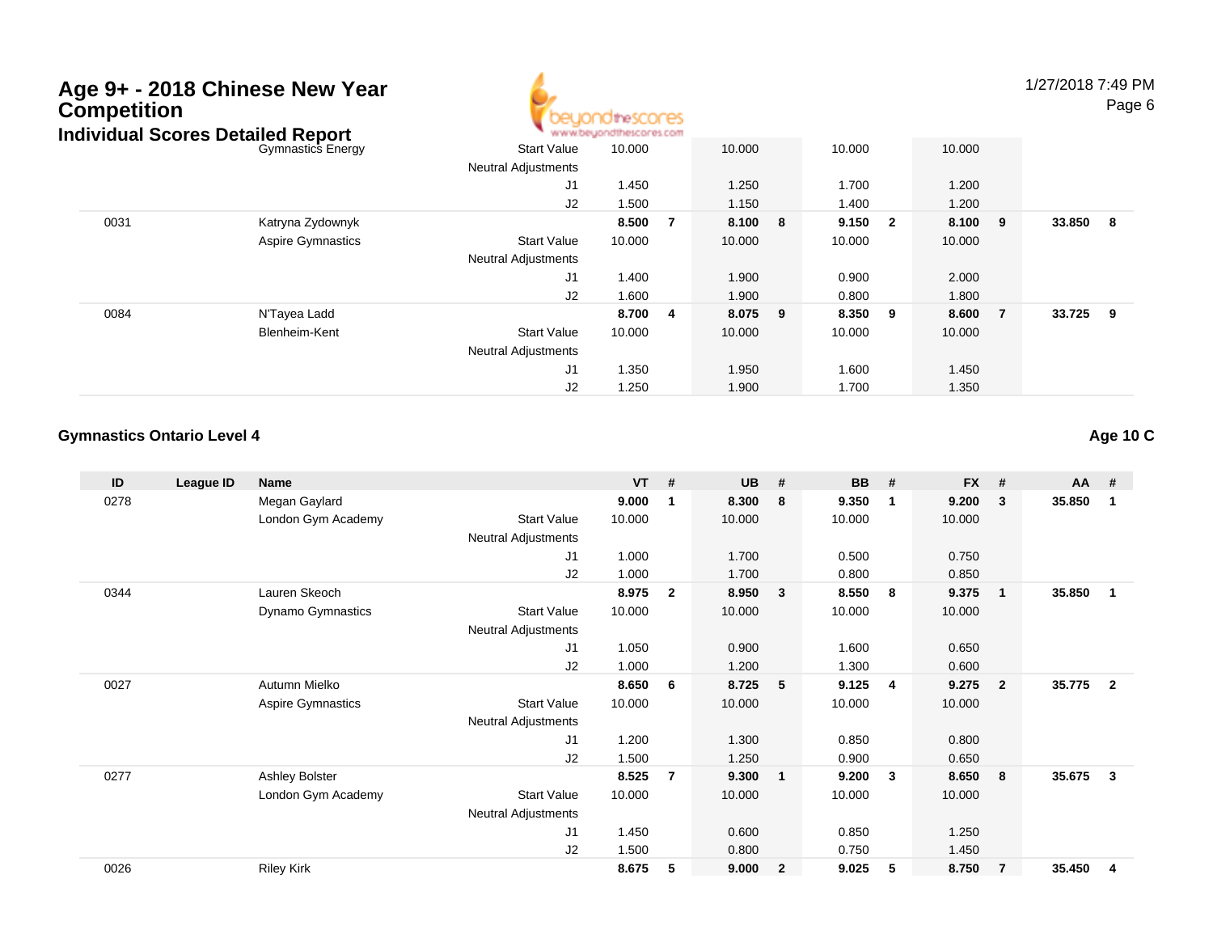# Age 9+ - 2018 Chinese New Year Competition

## Individual Scores Detailed Report

| ID | League ID | Name | | VT | # | UB | # | BB | # | FX | # | AA | # |
|---|---|---|---|---|---|---|---|---|---|---|---|---|---|
| | | Gymnastics Energy | Start Value | 10.000 | | 10.000 | | 10.000 | | 10.000 | | | |
| | | | Neutral Adjustments | | | | | | | | | | |
| | | | J1 | 1.450 | | 1.250 | | 1.700 | | 1.200 | | | |
| | | | J2 | 1.500 | | 1.150 | | 1.400 | | 1.200 | | | |
| 0031 | | Katryna Zydownyk | | **8.500** | **7** | **8.100** | **8** | **9.150** | **2** | **8.100** | **9** | **33.850** | **8** |
| | | Aspire Gymnastics | Start Value | 10.000 | | 10.000 | | 10.000 | | 10.000 | | | |
| | | | Neutral Adjustments | | | | | | | | | | |
| | | | J1 | 1.400 | | 1.900 | | 0.900 | | 2.000 | | | |
| | | | J2 | 1.600 | | 1.900 | | 0.800 | | 1.800 | | | |
| 0084 | | N'Tayea Ladd | | **8.700** | **4** | **8.075** | **9** | **8.350** | **9** | **8.600** | **7** | **33.725** | **9** |
| | | Blenheim-Kent | Start Value | 10.000 | | 10.000 | | 10.000 | | 10.000 | | | |
| | | | Neutral Adjustments | | | | | | | | | | |
| | | | J1 | 1.350 | | 1.950 | | 1.600 | | 1.450 | | | |
| | | | J2 | 1.250 | | 1.900 | | 1.700 | | 1.350 | | | |

### Gymnastics Ontario Level 4

**Age 10 C**

| ID | League ID | Name | | VT | # | UB | # | BB | # | FX | # | AA | # |
|---|---|---|---|---|---|---|---|---|---|---|---|---|---|
| 0278 | | Megan Gaylard | | **9.000** | **1** | **8.300** | **8** | **9.350** | **1** | **9.200** | **3** | **35.850** | **1** |
| | | London Gym Academy | Start Value | 10.000 | | 10.000 | | 10.000 | | 10.000 | | | |
| | | | Neutral Adjustments | | | | | | | | | | |
| | | | J1 | 1.000 | | 1.700 | | 0.500 | | 0.750 | | | |
| | | | J2 | 1.000 | | 1.700 | | 0.800 | | 0.850 | | | |
| 0344 | | Lauren Skeoch | | **8.975** | **2** | **8.950** | **3** | **8.550** | **8** | **9.375** | **1** | **35.850** | **1** |
| | | Dynamo Gymnastics | Start Value | 10.000 | | 10.000 | | 10.000 | | 10.000 | | | |
| | | | Neutral Adjustments | | | | | | | | | | |
| | | | J1 | 1.050 | | 0.900 | | 1.600 | | 0.650 | | | |
| | | | J2 | 1.000 | | 1.200 | | 1.300 | | 0.600 | | | |
| 0027 | | Autumn Mielko | | **8.650** | **6** | **8.725** | **5** | **9.125** | **4** | **9.275** | **2** | **35.775** | **2** |
| | | Aspire Gymnastics | Start Value | 10.000 | | 10.000 | | 10.000 | | 10.000 | | | |
| | | | Neutral Adjustments | | | | | | | | | | |
| | | | J1 | 1.200 | | 1.300 | | 0.850 | | 0.800 | | | |
| | | | J2 | 1.500 | | 1.250 | | 0.900 | | 0.650 | | | |
| 0277 | | Ashley Bolster | | **8.525** | **7** | **9.300** | **1** | **9.200** | **3** | **8.650** | **8** | **35.675** | **3** |
| | | London Gym Academy | Start Value | 10.000 | | 10.000 | | 10.000 | | 10.000 | | | |
| | | | Neutral Adjustments | | | | | | | | | | |
| | | | J1 | 1.450 | | 0.600 | | 0.850 | | 1.250 | | | |
| | | | J2 | 1.500 | | 0.800 | | 0.750 | | 1.450 | | | |
| 0026 | | Riley Kirk | | **8.675** | **5** | **9.000** | **2** | **9.025** | **5** | **8.750** | **7** | **35.450** | **4** |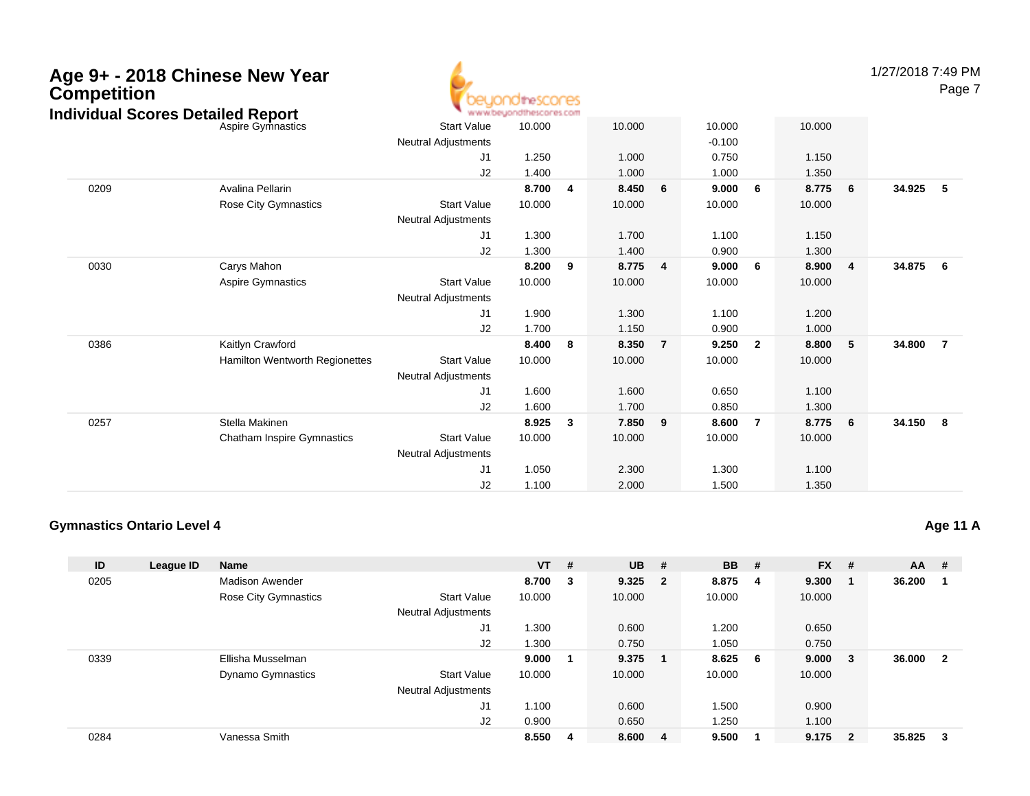# Age 9+ - 2018 Chinese New Year Competition

## Individual Scores Detailed Report

| ID | League ID | Name | | VT | # | UB | # | BB | # | FX | # | AA | # |
|---|---|---|---|---|---|---|---|---|---|---|---|---|---|
| | | Aspire Gymnastics | Start Value | 10.000 | | 10.000 | | 10.000 | | 10.000 | | | |
| | | | Neutral Adjustments | | | | | -0.100 | | | | | |
| | | | J1 | 1.250 | | 1.000 | | 0.750 | | 1.150 | | | |
| | | | J2 | 1.400 | | 1.000 | | 1.000 | | 1.350 | | | |
| 0209 | | Avalina Pellarin | | **8.700** | **4** | **8.450** | **6** | **9.000** | **6** | **8.775** | **6** | **34.925** | **5** |
| | | Rose City Gymnastics | Start Value | 10.000 | | 10.000 | | 10.000 | | 10.000 | | | |
| | | | Neutral Adjustments | | | | | | | | | | |
| | | | J1 | 1.300 | | 1.700 | | 1.100 | | 1.150 | | | |
| | | | J2 | 1.300 | | 1.400 | | 0.900 | | 1.300 | | | |
| 0030 | | Carys Mahon | | **8.200** | **9** | **8.775** | **4** | **9.000** | **6** | **8.900** | **4** | **34.875** | **6** |
| | | Aspire Gymnastics | Start Value | 10.000 | | 10.000 | | 10.000 | | 10.000 | | | |
| | | | Neutral Adjustments | | | | | | | | | | |
| | | | J1 | 1.900 | | 1.300 | | 1.100 | | 1.200 | | | |
| | | | J2 | 1.700 | | 1.150 | | 0.900 | | 1.000 | | | |
| 0386 | | Kaitlyn Crawford | | **8.400** | **8** | **8.350** | **7** | **9.250** | **2** | **8.800** | **5** | **34.800** | **7** |
| | | Hamilton Wentworth Regionettes | Start Value | 10.000 | | 10.000 | | 10.000 | | 10.000 | | | |
| | | | Neutral Adjustments | | | | | | | | | | |
| | | | J1 | 1.600 | | 1.600 | | 0.650 | | 1.100 | | | |
| | | | J2 | 1.600 | | 1.700 | | 0.850 | | 1.300 | | | |
| 0257 | | Stella Makinen | | **8.925** | **3** | **7.850** | **9** | **8.600** | **7** | **8.775** | **6** | **34.150** | **8** |
| | | Chatham Inspire Gymnastics | Start Value | 10.000 | | 10.000 | | 10.000 | | 10.000 | | | |
| | | | Neutral Adjustments | | | | | | | | | | |
| | | | J1 | 1.050 | | 2.300 | | 1.300 | | 1.100 | | | |
| | | | J2 | 1.100 | | 2.000 | | 1.500 | | 1.350 | | | |

### Gymnastics Ontario Level 4

**Age 11 A**

| ID | League ID | Name | | VT | # | UB | # | BB | # | FX | # | AA | # |
|---|---|---|---|---|---|---|---|---|---|---|---|---|---|
| 0205 | | Madison Awender | | **8.700** | **3** | **9.325** | **2** | **8.875** | **4** | **9.300** | **1** | **36.200** | **1** |
| | | Rose City Gymnastics | Start Value | 10.000 | | 10.000 | | 10.000 | | 10.000 | | | |
| | | | Neutral Adjustments | | | | | | | | | | |
| | | | J1 | 1.300 | | 0.600 | | 1.200 | | 0.650 | | | |
| | | | J2 | 1.300 | | 0.750 | | 1.050 | | 0.750 | | | |
| 0339 | | Ellisha Musselman | | **9.000** | **1** | **9.375** | **1** | **8.625** | **6** | **9.000** | **3** | **36.000** | **2** |
| | | Dynamo Gymnastics | Start Value | 10.000 | | 10.000 | | 10.000 | | 10.000 | | | |
| | | | Neutral Adjustments | | | | | | | | | | |
| | | | J1 | 1.100 | | 0.600 | | 1.500 | | 0.900 | | | |
| | | | J2 | 0.900 | | 0.650 | | 1.250 | | 1.100 | | | |
| 0284 | | Vanessa Smith | | **8.550** | **4** | **8.600** | **4** | **9.500** | **1** | **9.175** | **2** | **35.825** | **3** |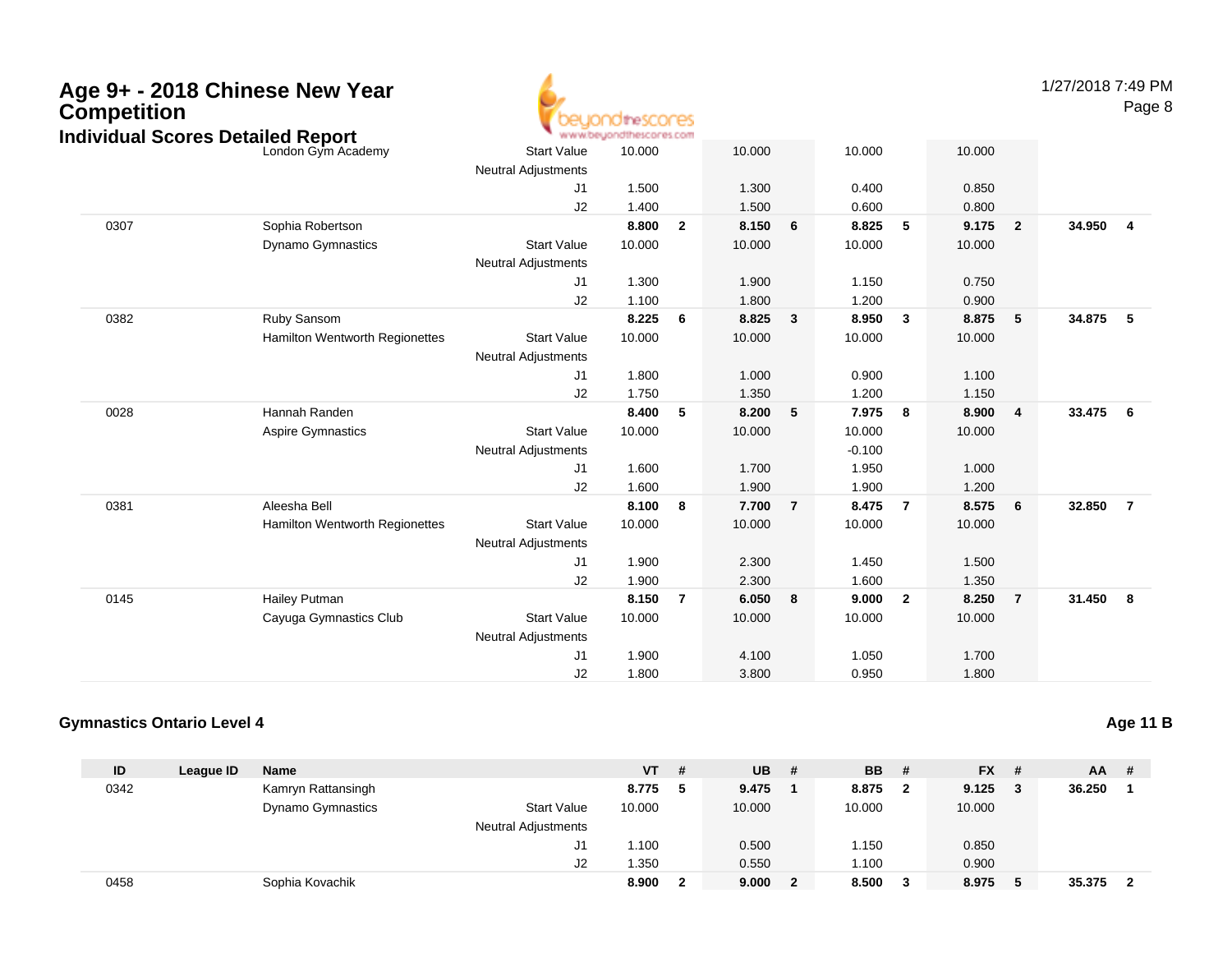# Age 9+ - 2018 Chinese New Year Competition

## Individual Scores Detailed Report

| ID | League ID | Name | | VT | # | UB | # | BB | # | FX | # | AA | # |
|---|---|---|---|---|---|---|---|---|---|---|---|---|---|
| | | London Gym Academy | Start Value | 10.000 | | 10.000 | | 10.000 | | 10.000 | | | |
| | | | Neutral Adjustments | | | | | | | | | | |
| | | | J1 | 1.500 | | 1.300 | | 0.400 | | 0.850 | | | |
| | | | J2 | 1.400 | | 1.500 | | 0.600 | | 0.800 | | | |
| 0307 | | Sophia Robertson | | 8.800 | 2 | 8.150 | 6 | 8.825 | 5 | 9.175 | 2 | 34.950 | 4 |
| | | Dynamo Gymnastics | Start Value | 10.000 | | 10.000 | | 10.000 | | 10.000 | | | |
| | | | Neutral Adjustments | | | | | | | | | | |
| | | | J1 | 1.300 | | 1.900 | | 1.150 | | 0.750 | | | |
| | | | J2 | 1.100 | | 1.800 | | 1.200 | | 0.900 | | | |
| 0382 | | Ruby Sansom | | 8.225 | 6 | 8.825 | 3 | 8.950 | 3 | 8.875 | 5 | 34.875 | 5 |
| | | Hamilton Wentworth Regionettes | Start Value | 10.000 | | 10.000 | | 10.000 | | 10.000 | | | |
| | | | Neutral Adjustments | | | | | | | | | | |
| | | | J1 | 1.800 | | 1.000 | | 0.900 | | 1.100 | | | |
| | | | J2 | 1.750 | | 1.350 | | 1.200 | | 1.150 | | | |
| 0028 | | Hannah Randen | | 8.400 | 5 | 8.200 | 5 | 7.975 | 8 | 8.900 | 4 | 33.475 | 6 |
| | | Aspire Gymnastics | Start Value | 10.000 | | 10.000 | | 10.000 | | 10.000 | | | |
| | | | Neutral Adjustments | | | | | -0.100 | | | | | |
| | | | J1 | 1.600 | | 1.700 | | 1.950 | | 1.000 | | | |
| | | | J2 | 1.600 | | 1.900 | | 1.900 | | 1.200 | | | |
| 0381 | | Aleesha Bell | | 8.100 | 8 | 7.700 | 7 | 8.475 | 7 | 8.575 | 6 | 32.850 | 7 |
| | | Hamilton Wentworth Regionettes | Start Value | 10.000 | | 10.000 | | 10.000 | | 10.000 | | | |
| | | | Neutral Adjustments | | | | | | | | | | |
| | | | J1 | 1.900 | | 2.300 | | 1.450 | | 1.500 | | | |
| | | | J2 | 1.900 | | 2.300 | | 1.600 | | 1.350 | | | |
| 0145 | | Hailey Putman | | 8.150 | 7 | 6.050 | 8 | 9.000 | 2 | 8.250 | 7 | 31.450 | 8 |
| | | Cayuga Gymnastics Club | Start Value | 10.000 | | 10.000 | | 10.000 | | 10.000 | | | |
| | | | Neutral Adjustments | | | | | | | | | | |
| | | | J1 | 1.900 | | 4.100 | | 1.050 | | 1.700 | | | |
| | | | J2 | 1.800 | | 3.800 | | 0.950 | | 1.800 | | | |

### Gymnastics Ontario Level 4

**Age 11 B**

| ID | League ID | Name | | VT | # | UB | # | BB | # | FX | # | AA | # |
|---|---|---|---|---|---|---|---|---|---|---|---|---|---|
| 0342 | | Kamryn Rattansingh | | 8.775 | 5 | 9.475 | 1 | 8.875 | 2 | 9.125 | 3 | 36.250 | 1 |
| | | Dynamo Gymnastics | Start Value | 10.000 | | 10.000 | | 10.000 | | 10.000 | | | |
| | | | Neutral Adjustments | | | | | | | | | | |
| | | | J1 | 1.100 | | 0.500 | | 1.150 | | 0.850 | | | |
| | | | J2 | 1.350 | | 0.550 | | 1.100 | | 0.900 | | | |
| 0458 | | Sophia Kovachik | | 8.900 | 2 | 9.000 | 2 | 8.500 | 3 | 8.975 | 5 | 35.375 | 2 |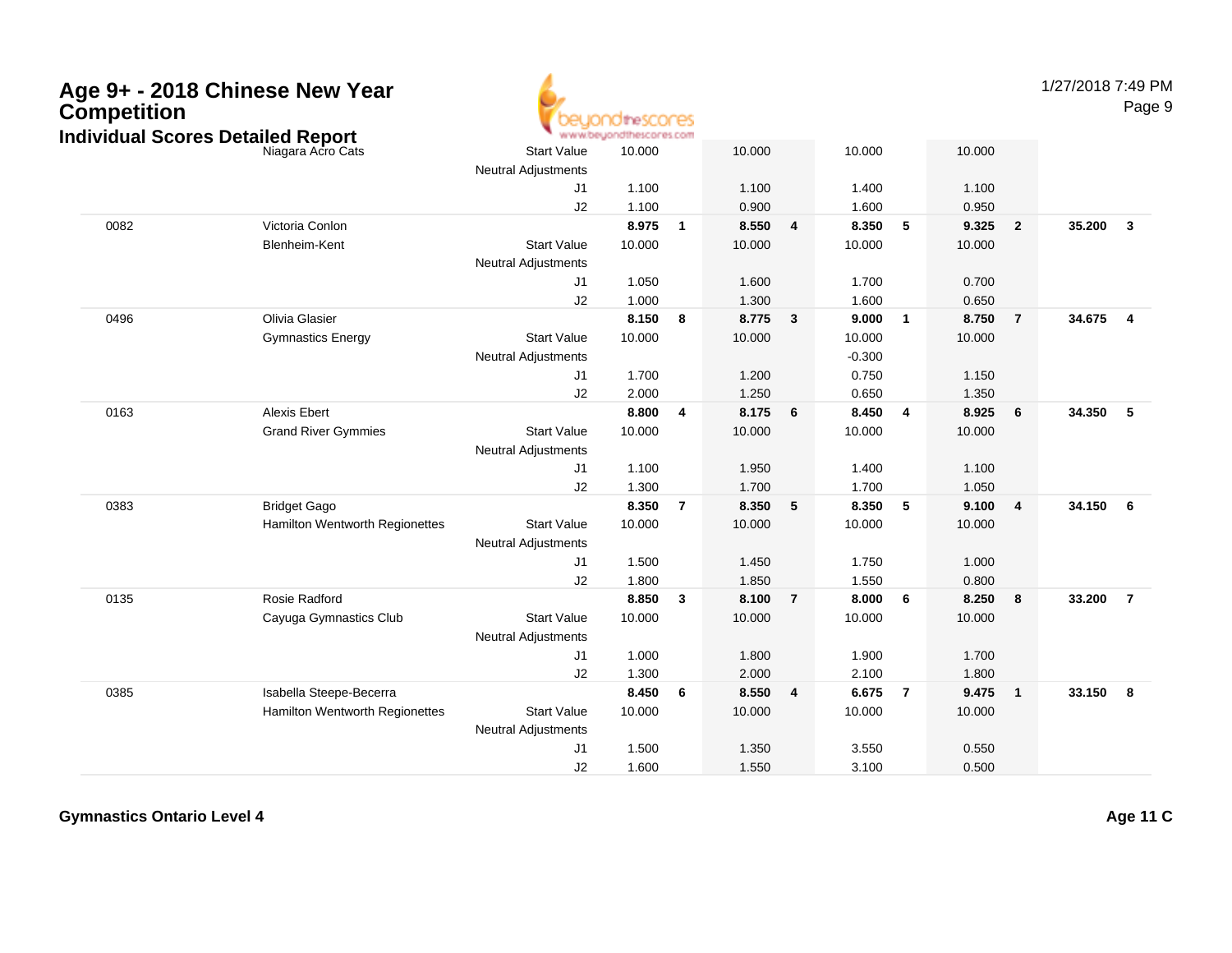# Age 9+ - 2018 Chinese New Year Competition

## Individual Scores Detailed Report

| | | | | | | | | | | | | |
|---|---|---|---|---|---|---|---|---|---|---|---|---|
| | Niagara Acro Cats | Start Value | 10.000 | | 10.000 | | 10.000 | | 10.000 | | | |
| | | Neutral Adjustments | | | | | | | | | | |
| | | J1 | 1.100 | | 1.100 | | 1.400 | | 1.100 | | | |
| | | J2 | 1.100 | | 0.900 | | 1.600 | | 0.950 | | | |
| 0082 | Victoria Conlon | | **8.975** | **1** | **8.550** | **4** | **8.350** | **5** | **9.325** | **2** | **35.200** | **3** |
| | Blenheim-Kent | Start Value | 10.000 | | 10.000 | | 10.000 | | 10.000 | | | |
| | | Neutral Adjustments | | | | | | | | | | |
| | | J1 | 1.050 | | 1.600 | | 1.700 | | 0.700 | | | |
| | | J2 | 1.000 | | 1.300 | | 1.600 | | 0.650 | | | |
| 0496 | Olivia Glasier | | **8.150** | **8** | **8.775** | **3** | **9.000** | **1** | **8.750** | **7** | **34.675** | **4** |
| | Gymnastics Energy | Start Value | 10.000 | | 10.000 | | 10.000 | | 10.000 | | | |
| | | Neutral Adjustments | | | | | -0.300 | | | | | |
| | | J1 | 1.700 | | 1.200 | | 0.750 | | 1.150 | | | |
| | | J2 | 2.000 | | 1.250 | | 0.650 | | 1.350 | | | |
| 0163 | Alexis Ebert | | **8.800** | **4** | **8.175** | **6** | **8.450** | **4** | **8.925** | **6** | **34.350** | **5** |
| | Grand River Gymmies | Start Value | 10.000 | | 10.000 | | 10.000 | | 10.000 | | | |
| | | Neutral Adjustments | | | | | | | | | | |
| | | J1 | 1.100 | | 1.950 | | 1.400 | | 1.100 | | | |
| | | J2 | 1.300 | | 1.700 | | 1.700 | | 1.050 | | | |
| 0383 | Bridget Gago | | **8.350** | **7** | **8.350** | **5** | **8.350** | **5** | **9.100** | **4** | **34.150** | **6** |
| | Hamilton Wentworth Regionettes | Start Value | 10.000 | | 10.000 | | 10.000 | | 10.000 | | | |
| | | Neutral Adjustments | | | | | | | | | | |
| | | J1 | 1.500 | | 1.450 | | 1.750 | | 1.000 | | | |
| | | J2 | 1.800 | | 1.850 | | 1.550 | | 0.800 | | | |
| 0135 | Rosie Radford | | **8.850** | **3** | **8.100** | **7** | **8.000** | **6** | **8.250** | **8** | **33.200** | **7** |
| | Cayuga Gymnastics Club | Start Value | 10.000 | | 10.000 | | 10.000 | | 10.000 | | | |
| | | Neutral Adjustments | | | | | | | | | | |
| | | J1 | 1.000 | | 1.800 | | 1.900 | | 1.700 | | | |
| | | J2 | 1.300 | | 2.000 | | 2.100 | | 1.800 | | | |
| 0385 | Isabella Steepe-Becerra | | **8.450** | **6** | **8.550** | **4** | **6.675** | **7** | **9.475** | **1** | **33.150** | **8** |
| | Hamilton Wentworth Regionettes | Start Value | 10.000 | | 10.000 | | 10.000 | | 10.000 | | | |
| | | Neutral Adjustments | | | | | | | | | | |
| | | J1 | 1.500 | | 1.350 | | 3.550 | | 0.550 | | | |
| | | J2 | 1.600 | | 1.550 | | 3.100 | | 0.500 | | | |

**Gymnastics Ontario Level 4** **Age 11 C**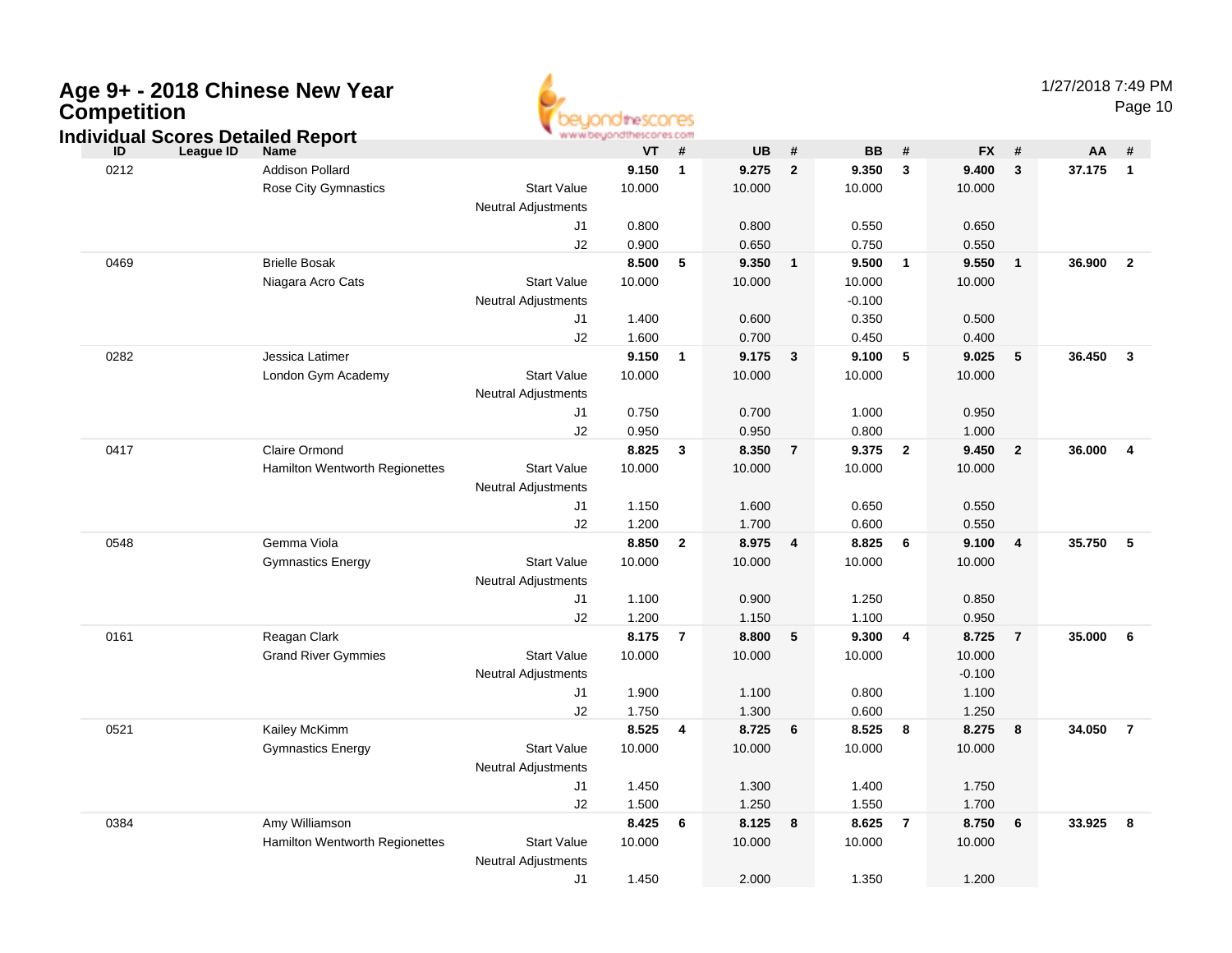# Age 9+ - 2018 Chinese New Year Competition

## Individual Scores Detailed Report

1/27/2018 7:49 PM

| ID | League ID | Name | | VT | # | UB | # | BB | # | FX | # | AA | # |
|---|---|---|---|---|---|---|---|---|---|---|---|---|---|
| 0212 | | Addison Pollard | | **9.150** | **1** | **9.275** | **2** | **9.350** | **3** | **9.400** | **3** | **37.175** | **1** |
| | | Rose City Gymnastics | Start Value | 10.000 | | 10.000 | | 10.000 | | 10.000 | | | |
| | | | Neutral Adjustments | | | | | | | | | | |
| | | | J1 | 0.800 | | 0.800 | | 0.550 | | 0.650 | | | |
| | | | J2 | 0.900 | | 0.650 | | 0.750 | | 0.550 | | | |
| 0469 | | Brielle Bosak | | **8.500** | **5** | **9.350** | **1** | **9.500** | **1** | **9.550** | **1** | **36.900** | **2** |
| | | Niagara Acro Cats | Start Value | 10.000 | | 10.000 | | 10.000 | | 10.000 | | | |
| | | | Neutral Adjustments | | | | | -0.100 | | | | | |
| | | | J1 | 1.400 | | 0.600 | | 0.350 | | 0.500 | | | |
| | | | J2 | 1.600 | | 0.700 | | 0.450 | | 0.400 | | | |
| 0282 | | Jessica Latimer | | **9.150** | **1** | **9.175** | **3** | **9.100** | **5** | **9.025** | **5** | **36.450** | **3** |
| | | London Gym Academy | Start Value | 10.000 | | 10.000 | | 10.000 | | 10.000 | | | |
| | | | Neutral Adjustments | | | | | | | | | | |
| | | | J1 | 0.750 | | 0.700 | | 1.000 | | 0.950 | | | |
| | | | J2 | 0.950 | | 0.950 | | 0.800 | | 1.000 | | | |
| 0417 | | Claire Ormond | | **8.825** | **3** | **8.350** | **7** | **9.375** | **2** | **9.450** | **2** | **36.000** | **4** |
| | | Hamilton Wentworth Regionettes | Start Value | 10.000 | | 10.000 | | 10.000 | | 10.000 | | | |
| | | | Neutral Adjustments | | | | | | | | | | |
| | | | J1 | 1.150 | | 1.600 | | 0.650 | | 0.550 | | | |
| | | | J2 | 1.200 | | 1.700 | | 0.600 | | 0.550 | | | |
| 0548 | | Gemma Viola | | **8.850** | **2** | **8.975** | **4** | **8.825** | **6** | **9.100** | **4** | **35.750** | **5** |
| | | Gymnastics Energy | Start Value | 10.000 | | 10.000 | | 10.000 | | 10.000 | | | |
| | | | Neutral Adjustments | | | | | | | | | | |
| | | | J1 | 1.100 | | 0.900 | | 1.250 | | 0.850 | | | |
| | | | J2 | 1.200 | | 1.150 | | 1.100 | | 0.950 | | | |
| 0161 | | Reagan Clark | | **8.175** | **7** | **8.800** | **5** | **9.300** | **4** | **8.725** | **7** | **35.000** | **6** |
| | | Grand River Gymmies | Start Value | 10.000 | | 10.000 | | 10.000 | | 10.000 | | | |
| | | | Neutral Adjustments | | | | | | | -0.100 | | | |
| | | | J1 | 1.900 | | 1.100 | | 0.800 | | 1.100 | | | |
| | | | J2 | 1.750 | | 1.300 | | 0.600 | | 1.250 | | | |
| 0521 | | Kailey McKimm | | **8.525** | **4** | **8.725** | **6** | **8.525** | **8** | **8.275** | **8** | **34.050** | **7** |
| | | Gymnastics Energy | Start Value | 10.000 | | 10.000 | | 10.000 | | 10.000 | | | |
| | | | Neutral Adjustments | | | | | | | | | | |
| | | | J1 | 1.450 | | 1.300 | | 1.400 | | 1.750 | | | |
| | | | J2 | 1.500 | | 1.250 | | 1.550 | | 1.700 | | | |
| 0384 | | Amy Williamson | | **8.425** | **6** | **8.125** | **8** | **8.625** | **7** | **8.750** | **6** | **33.925** | **8** |
| | | Hamilton Wentworth Regionettes | Start Value | 10.000 | | 10.000 | | 10.000 | | 10.000 | | | |
| | | | Neutral Adjustments | | | | | | | | | | |
| | | | J1 | 1.450 | | 2.000 | | 1.350 | | 1.200 | | | |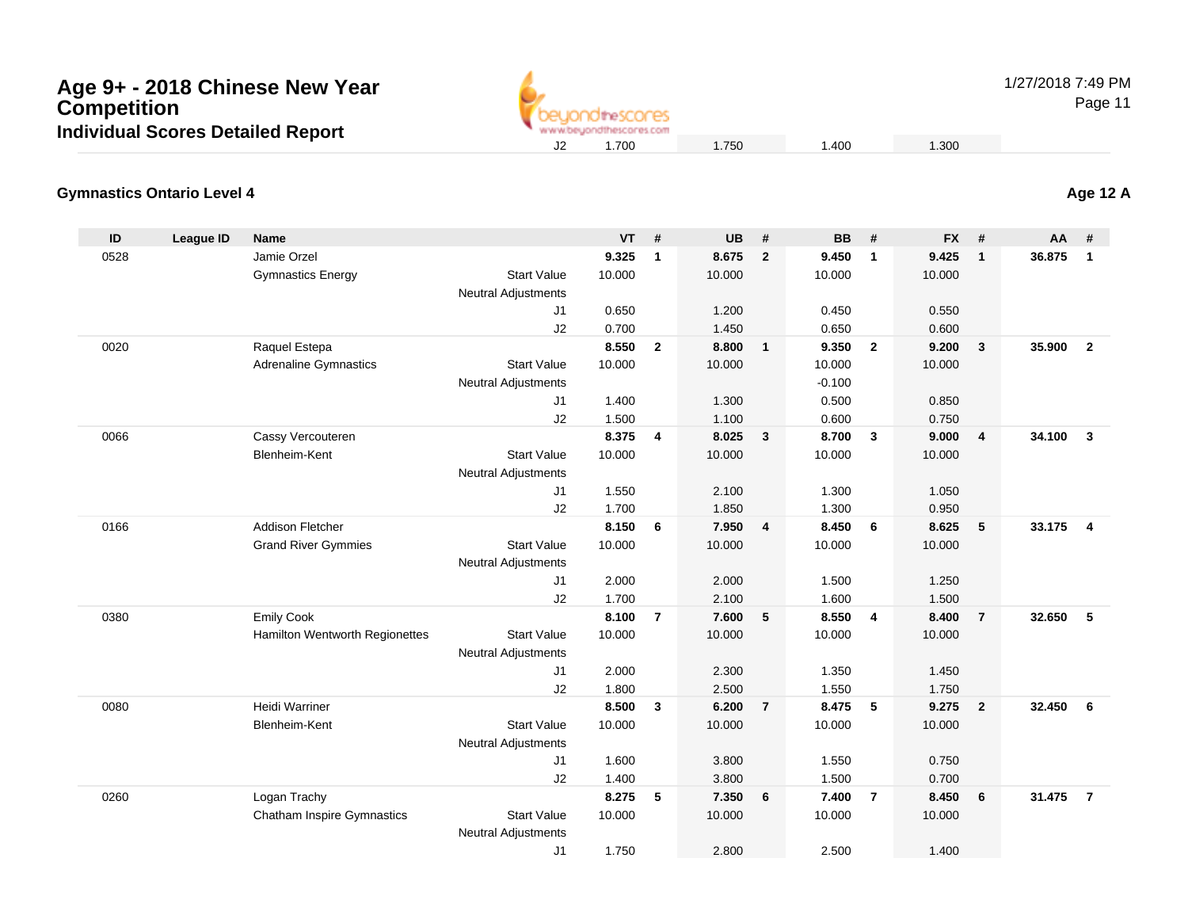# Age 9+ - 2018 Chinese New Year Competition
## Individual Scores Detailed Report

| | | | | | | | | | | | | | |
|---|---|---|---|---|---|---|---|---|---|---|---|---|---|
| | | | J2 | 1.700 | | 1.750 | | 1.400 | | 1.300 | | | |

### Gymnastics Ontario Level 4

**Age 12 A**

| ID | League ID | Name | | VT | # | UB | # | BB | # | FX | # | AA | # |
|---|---|---|---|---|---|---|---|---|---|---|---|---|---|
| 0528 | | Jamie Orzel | | **9.325** | **1** | **8.675** | **2** | **9.450** | **1** | **9.425** | **1** | **36.875** | **1** |
| | | Gymnastics Energy | Start Value | 10.000 | | 10.000 | | 10.000 | | 10.000 | | | |
| | | | Neutral Adjustments | | | | | | | | | | |
| | | | J1 | 0.650 | | 1.200 | | 0.450 | | 0.550 | | | |
| | | | J2 | 0.700 | | 1.450 | | 0.650 | | 0.600 | | | |
| 0020 | | Raquel Estepa | | **8.550** | **2** | **8.800** | **1** | **9.350** | **2** | **9.200** | **3** | **35.900** | **2** |
| | | Adrenaline Gymnastics | Start Value | 10.000 | | 10.000 | | 10.000 | | 10.000 | | | |
| | | | Neutral Adjustments | | | | | -0.100 | | | | | |
| | | | J1 | 1.400 | | 1.300 | | 0.500 | | 0.850 | | | |
| | | | J2 | 1.500 | | 1.100 | | 0.600 | | 0.750 | | | |
| 0066 | | Cassy Vercouteren | | **8.375** | **4** | **8.025** | **3** | **8.700** | **3** | **9.000** | **4** | **34.100** | **3** |
| | | Blenheim-Kent | Start Value | 10.000 | | 10.000 | | 10.000 | | 10.000 | | | |
| | | | Neutral Adjustments | | | | | | | | | | |
| | | | J1 | 1.550 | | 2.100 | | 1.300 | | 1.050 | | | |
| | | | J2 | 1.700 | | 1.850 | | 1.300 | | 0.950 | | | |
| 0166 | | Addison Fletcher | | **8.150** | **6** | **7.950** | **4** | **8.450** | **6** | **8.625** | **5** | **33.175** | **4** |
| | | Grand River Gymmies | Start Value | 10.000 | | 10.000 | | 10.000 | | 10.000 | | | |
| | | | Neutral Adjustments | | | | | | | | | | |
| | | | J1 | 2.000 | | 2.000 | | 1.500 | | 1.250 | | | |
| | | | J2 | 1.700 | | 2.100 | | 1.600 | | 1.500 | | | |
| 0380 | | Emily Cook | | **8.100** | **7** | **7.600** | **5** | **8.550** | **4** | **8.400** | **7** | **32.650** | **5** |
| | | Hamilton Wentworth Regionettes | Start Value | 10.000 | | 10.000 | | 10.000 | | 10.000 | | | |
| | | | Neutral Adjustments | | | | | | | | | | |
| | | | J1 | 2.000 | | 2.300 | | 1.350 | | 1.450 | | | |
| | | | J2 | 1.800 | | 2.500 | | 1.550 | | 1.750 | | | |
| 0080 | | Heidi Warriner | | **8.500** | **3** | **6.200** | **7** | **8.475** | **5** | **9.275** | **2** | **32.450** | **6** |
| | | Blenheim-Kent | Start Value | 10.000 | | 10.000 | | 10.000 | | 10.000 | | | |
| | | | Neutral Adjustments | | | | | | | | | | |
| | | | J1 | 1.600 | | 3.800 | | 1.550 | | 0.750 | | | |
| | | | J2 | 1.400 | | 3.800 | | 1.500 | | 0.700 | | | |
| 0260 | | Logan Trachy | | **8.275** | **5** | **7.350** | **6** | **7.400** | **7** | **8.450** | **6** | **31.475** | **7** |
| | | Chatham Inspire Gymnastics | Start Value | 10.000 | | 10.000 | | 10.000 | | 10.000 | | | |
| | | | Neutral Adjustments | | | | | | | | | | |
| | | | J1 | 1.750 | | 2.800 | | 2.500 | | 1.400 | | | |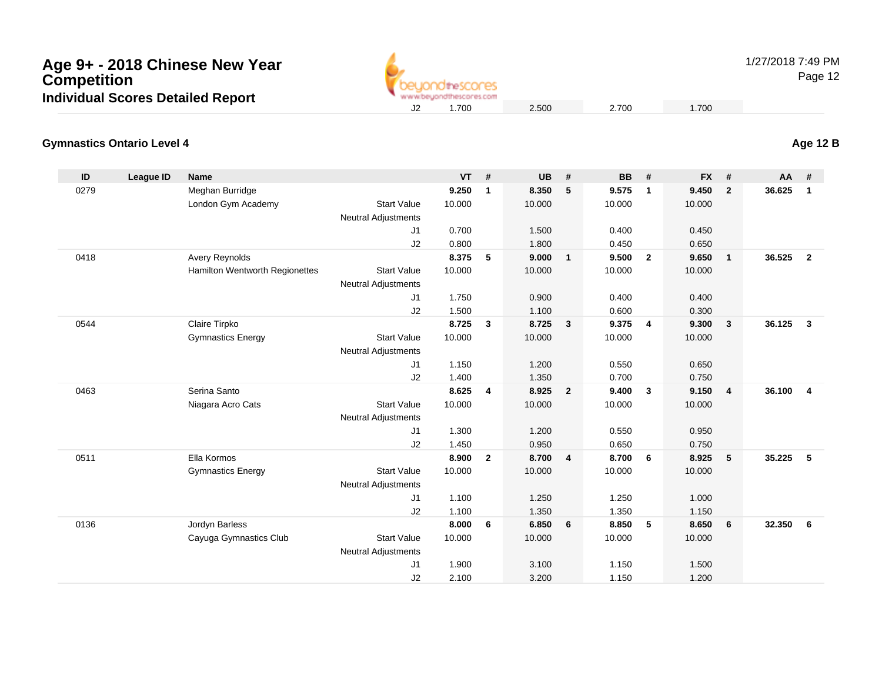# Age 9+ - 2018 Chinese New Year Competition

## Individual Scores Detailed Report

1/27/2018 7:49 PM

| | | VT | UB | BB | FX |
|---|---|---|---|---|---|
| | J2 | 1.700 | 2.500 | 2.700 | 1.700 |

### Gymnastics Ontario Level 4

**Age 12 B**

| ID | League ID | Name | | VT | # | UB | # | BB | # | FX | # | AA | # |
|---|---|---|---|---|---|---|---|---|---|---|---|---|---|
| 0279 | | Meghan Burridge | | **9.250** | **1** | **8.350** | **5** | **9.575** | **1** | **9.450** | **2** | **36.625** | **1** |
| | | London Gym Academy | Start Value | 10.000 | | 10.000 | | 10.000 | | 10.000 | | | |
| | | | Neutral Adjustments | | | | | | | | | | |
| | | | J1 | 0.700 | | 1.500 | | 0.400 | | 0.450 | | | |
| | | | J2 | 0.800 | | 1.800 | | 0.450 | | 0.650 | | | |
| 0418 | | Avery Reynolds | | **8.375** | **5** | **9.000** | **1** | **9.500** | **2** | **9.650** | **1** | **36.525** | **2** |
| | | Hamilton Wentworth Regionettes | Start Value | 10.000 | | 10.000 | | 10.000 | | 10.000 | | | |
| | | | Neutral Adjustments | | | | | | | | | | |
| | | | J1 | 1.750 | | 0.900 | | 0.400 | | 0.400 | | | |
| | | | J2 | 1.500 | | 1.100 | | 0.600 | | 0.300 | | | |
| 0544 | | Claire Tirpko | | **8.725** | **3** | **8.725** | **3** | **9.375** | **4** | **9.300** | **3** | **36.125** | **3** |
| | | Gymnastics Energy | Start Value | 10.000 | | 10.000 | | 10.000 | | 10.000 | | | |
| | | | Neutral Adjustments | | | | | | | | | | |
| | | | J1 | 1.150 | | 1.200 | | 0.550 | | 0.650 | | | |
| | | | J2 | 1.400 | | 1.350 | | 0.700 | | 0.750 | | | |
| 0463 | | Serina Santo | | **8.625** | **4** | **8.925** | **2** | **9.400** | **3** | **9.150** | **4** | **36.100** | **4** |
| | | Niagara Acro Cats | Start Value | 10.000 | | 10.000 | | 10.000 | | 10.000 | | | |
| | | | Neutral Adjustments | | | | | | | | | | |
| | | | J1 | 1.300 | | 1.200 | | 0.550 | | 0.950 | | | |
| | | | J2 | 1.450 | | 0.950 | | 0.650 | | 0.750 | | | |
| 0511 | | Ella Kormos | | **8.900** | **2** | **8.700** | **4** | **8.700** | **6** | **8.925** | **5** | **35.225** | **5** |
| | | Gymnastics Energy | Start Value | 10.000 | | 10.000 | | 10.000 | | 10.000 | | | |
| | | | Neutral Adjustments | | | | | | | | | | |
| | | | J1 | 1.100 | | 1.250 | | 1.250 | | 1.000 | | | |
| | | | J2 | 1.100 | | 1.350 | | 1.350 | | 1.150 | | | |
| 0136 | | Jordyn Barless | | **8.000** | **6** | **6.850** | **6** | **8.850** | **5** | **8.650** | **6** | **32.350** | **6** |
| | | Cayuga Gymnastics Club | Start Value | 10.000 | | 10.000 | | 10.000 | | 10.000 | | | |
| | | | Neutral Adjustments | | | | | | | | | | |
| | | | J1 | 1.900 | | 3.100 | | 1.150 | | 1.500 | | | |
| | | | J2 | 2.100 | | 3.200 | | 1.150 | | 1.200 | | | |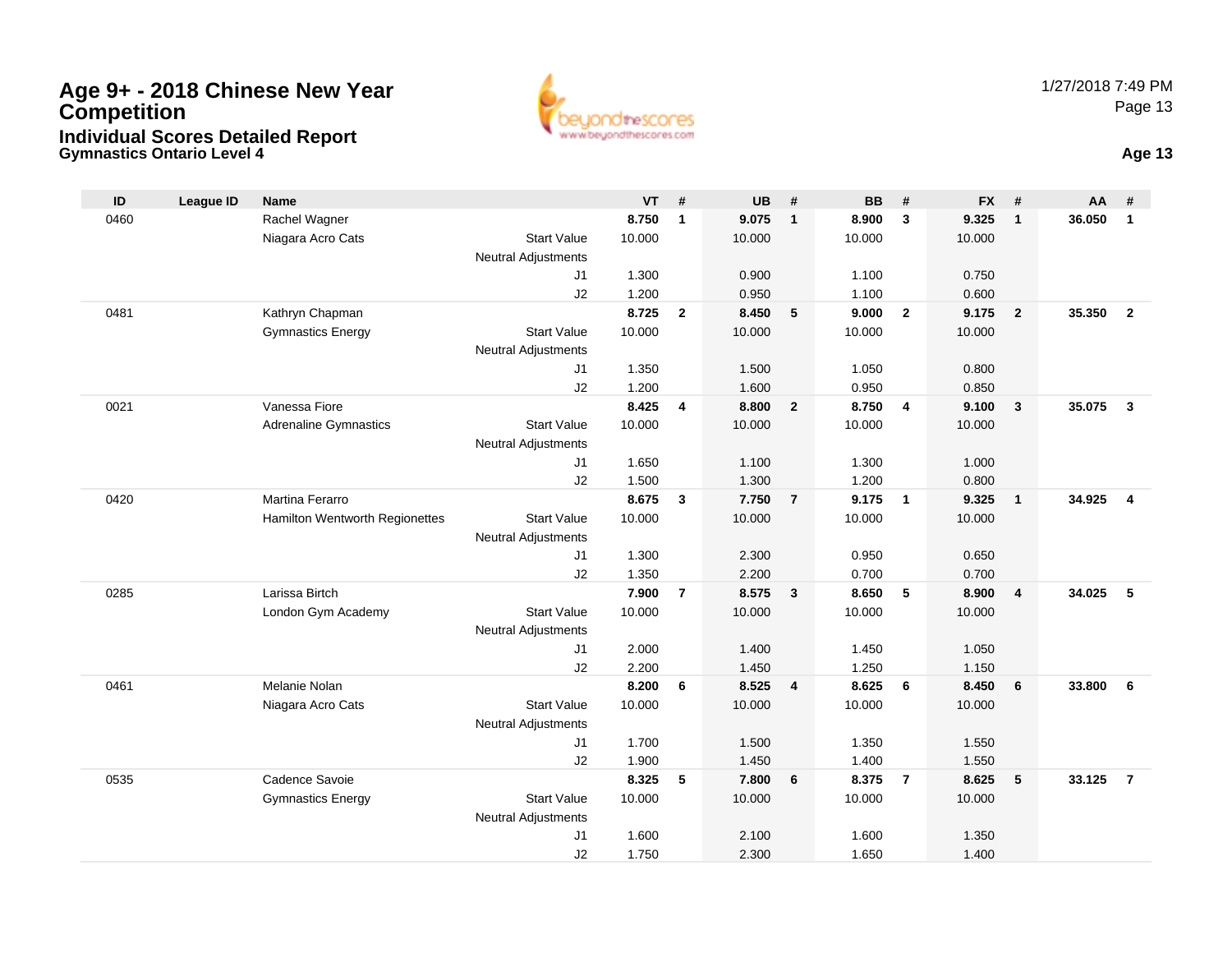# Age 9+ - 2018 Chinese New Year Competition

## Individual Scores Detailed Report

### Gymnastics Ontario Level 4

1/27/2018 7:49 PM

**Age 13**

| ID | League ID | Name | | VT | # | UB | # | BB | # | FX | # | AA | # |
|---|---|---|---|---|---|---|---|---|---|---|---|---|---|
| 0460 | | Rachel Wagner | | **8.750** | **1** | **9.075** | **1** | **8.900** | **3** | **9.325** | **1** | **36.050** | **1** |
| | | Niagara Acro Cats | Start Value | 10.000 | | 10.000 | | 10.000 | | 10.000 | | | |
| | | | Neutral Adjustments | | | | | | | | | | |
| | | | J1 | 1.300 | | 0.900 | | 1.100 | | 0.750 | | | |
| | | | J2 | 1.200 | | 0.950 | | 1.100 | | 0.600 | | | |
| 0481 | | Kathryn Chapman | | **8.725** | **2** | **8.450** | **5** | **9.000** | **2** | **9.175** | **2** | **35.350** | **2** |
| | | Gymnastics Energy | Start Value | 10.000 | | 10.000 | | 10.000 | | 10.000 | | | |
| | | | Neutral Adjustments | | | | | | | | | | |
| | | | J1 | 1.350 | | 1.500 | | 1.050 | | 0.800 | | | |
| | | | J2 | 1.200 | | 1.600 | | 0.950 | | 0.850 | | | |
| 0021 | | Vanessa Fiore | | **8.425** | **4** | **8.800** | **2** | **8.750** | **4** | **9.100** | **3** | **35.075** | **3** |
| | | Adrenaline Gymnastics | Start Value | 10.000 | | 10.000 | | 10.000 | | 10.000 | | | |
| | | | Neutral Adjustments | | | | | | | | | | |
| | | | J1 | 1.650 | | 1.100 | | 1.300 | | 1.000 | | | |
| | | | J2 | 1.500 | | 1.300 | | 1.200 | | 0.800 | | | |
| 0420 | | Martina Ferarro | | **8.675** | **3** | **7.750** | **7** | **9.175** | **1** | **9.325** | **1** | **34.925** | **4** |
| | | Hamilton Wentworth Regionettes | Start Value | 10.000 | | 10.000 | | 10.000 | | 10.000 | | | |
| | | | Neutral Adjustments | | | | | | | | | | |
| | | | J1 | 1.300 | | 2.300 | | 0.950 | | 0.650 | | | |
| | | | J2 | 1.350 | | 2.200 | | 0.700 | | 0.700 | | | |
| 0285 | | Larissa Birtch | | **7.900** | **7** | **8.575** | **3** | **8.650** | **5** | **8.900** | **4** | **34.025** | **5** |
| | | London Gym Academy | Start Value | 10.000 | | 10.000 | | 10.000 | | 10.000 | | | |
| | | | Neutral Adjustments | | | | | | | | | | |
| | | | J1 | 2.000 | | 1.400 | | 1.450 | | 1.050 | | | |
| | | | J2 | 2.200 | | 1.450 | | 1.250 | | 1.150 | | | |
| 0461 | | Melanie Nolan | | **8.200** | **6** | **8.525** | **4** | **8.625** | **6** | **8.450** | **6** | **33.800** | **6** |
| | | Niagara Acro Cats | Start Value | 10.000 | | 10.000 | | 10.000 | | 10.000 | | | |
| | | | Neutral Adjustments | | | | | | | | | | |
| | | | J1 | 1.700 | | 1.500 | | 1.350 | | 1.550 | | | |
| | | | J2 | 1.900 | | 1.450 | | 1.400 | | 1.550 | | | |
| 0535 | | Cadence Savoie | | **8.325** | **5** | **7.800** | **6** | **8.375** | **7** | **8.625** | **5** | **33.125** | **7** |
| | | Gymnastics Energy | Start Value | 10.000 | | 10.000 | | 10.000 | | 10.000 | | | |
| | | | Neutral Adjustments | | | | | | | | | | |
| | | | J1 | 1.600 | | 2.100 | | 1.600 | | 1.350 | | | |
| | | | J2 | 1.750 | | 2.300 | | 1.650 | | 1.400 | | | |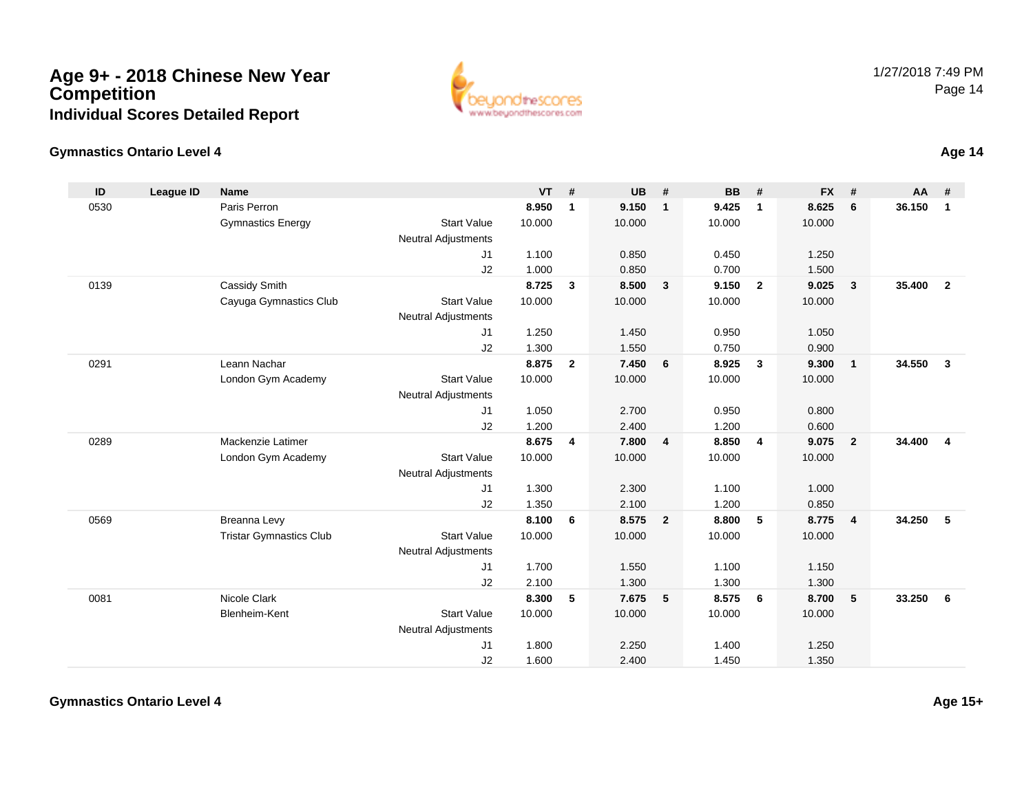# Age 9+ - 2018 Chinese New Year Competition

## Individual Scores Detailed Report

1/27/2018 7:49 PM

### Gymnastics Ontario Level 4

**Age 14**

| ID | League ID | Name | | VT | # | UB | # | BB | # | FX | # | AA | # |
|---|---|---|---|---|---|---|---|---|---|---|---|---|---|
| 0530 | | Paris Perron | | **8.950** | **1** | **9.150** | **1** | **9.425** | **1** | **8.625** | **6** | **36.150** | **1** |
| | | Gymnastics Energy | Start Value | 10.000 | | 10.000 | | 10.000 | | 10.000 | | | |
| | | | Neutral Adjustments | | | | | | | | | | |
| | | | J1 | 1.100 | | 0.850 | | 0.450 | | 1.250 | | | |
| | | | J2 | 1.000 | | 0.850 | | 0.700 | | 1.500 | | | |
| 0139 | | Cassidy Smith | | **8.725** | **3** | **8.500** | **3** | **9.150** | **2** | **9.025** | **3** | **35.400** | **2** |
| | | Cayuga Gymnastics Club | Start Value | 10.000 | | 10.000 | | 10.000 | | 10.000 | | | |
| | | | Neutral Adjustments | | | | | | | | | | |
| | | | J1 | 1.250 | | 1.450 | | 0.950 | | 1.050 | | | |
| | | | J2 | 1.300 | | 1.550 | | 0.750 | | 0.900 | | | |
| 0291 | | Leann Nachar | | **8.875** | **2** | **7.450** | **6** | **8.925** | **3** | **9.300** | **1** | **34.550** | **3** |
| | | London Gym Academy | Start Value | 10.000 | | 10.000 | | 10.000 | | 10.000 | | | |
| | | | Neutral Adjustments | | | | | | | | | | |
| | | | J1 | 1.050 | | 2.700 | | 0.950 | | 0.800 | | | |
| | | | J2 | 1.200 | | 2.400 | | 1.200 | | 0.600 | | | |
| 0289 | | Mackenzie Latimer | | **8.675** | **4** | **7.800** | **4** | **8.850** | **4** | **9.075** | **2** | **34.400** | **4** |
| | | London Gym Academy | Start Value | 10.000 | | 10.000 | | 10.000 | | 10.000 | | | |
| | | | Neutral Adjustments | | | | | | | | | | |
| | | | J1 | 1.300 | | 2.300 | | 1.100 | | 1.000 | | | |
| | | | J2 | 1.350 | | 2.100 | | 1.200 | | 0.850 | | | |
| 0569 | | Breanna Levy | | **8.100** | **6** | **8.575** | **2** | **8.800** | **5** | **8.775** | **4** | **34.250** | **5** |
| | | Tristar Gymnastics Club | Start Value | 10.000 | | 10.000 | | 10.000 | | 10.000 | | | |
| | | | Neutral Adjustments | | | | | | | | | | |
| | | | J1 | 1.700 | | 1.550 | | 1.100 | | 1.150 | | | |
| | | | J2 | 2.100 | | 1.300 | | 1.300 | | 1.300 | | | |
| 0081 | | Nicole Clark | | **8.300** | **5** | **7.675** | **5** | **8.575** | **6** | **8.700** | **5** | **33.250** | **6** |
| | | Blenheim-Kent | Start Value | 10.000 | | 10.000 | | 10.000 | | 10.000 | | | |
| | | | Neutral Adjustments | | | | | | | | | | |
| | | | J1 | 1.800 | | 2.250 | | 1.400 | | 1.250 | | | |
| | | | J2 | 1.600 | | 2.400 | | 1.450 | | 1.350 | | | |

### Gymnastics Ontario Level 4

**Age 15+**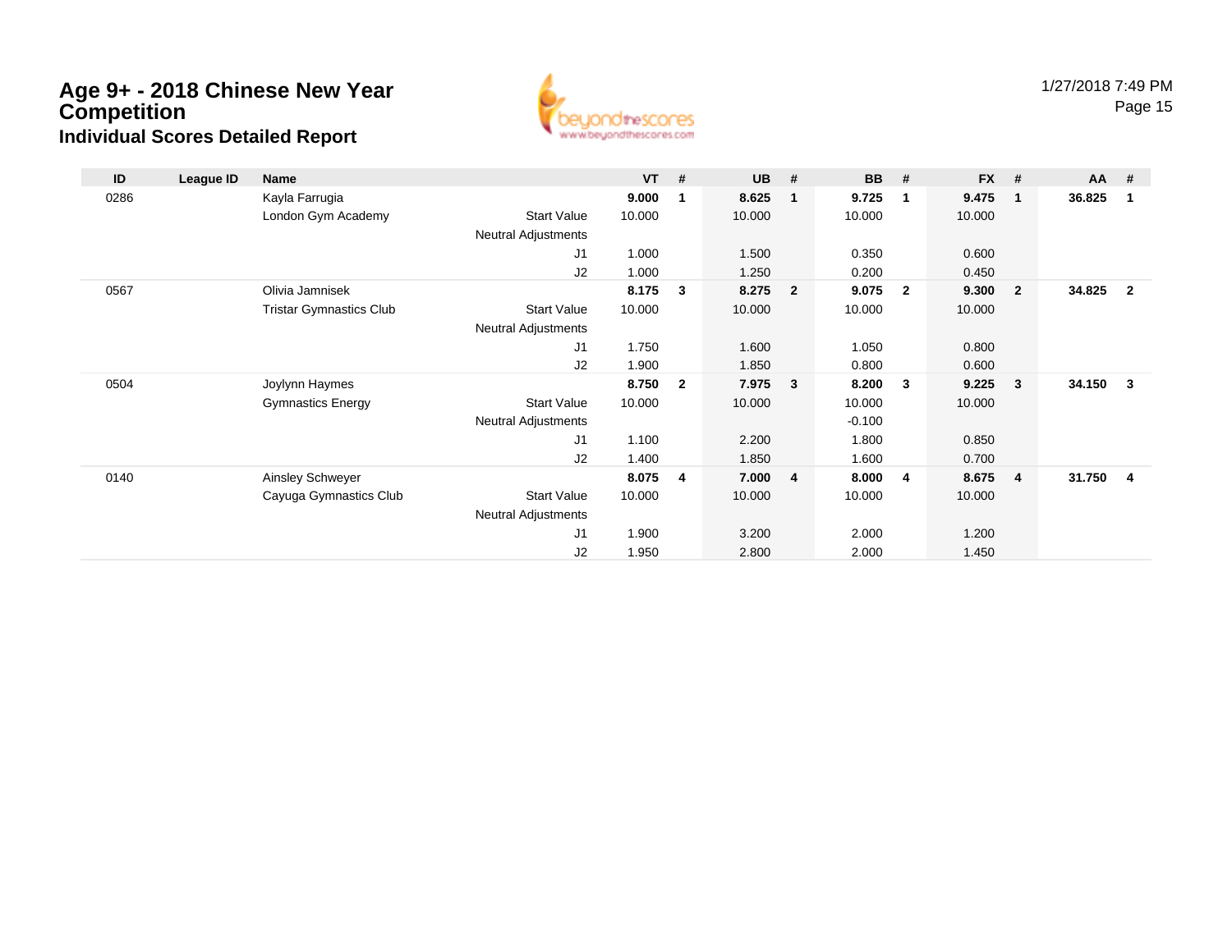# Age 9+ - 2018 Chinese New Year Competition

## Individual Scores Detailed Report

1/27/2018 7:49 PM

| ID | League ID | Name | | VT | # | UB | # | BB | # | FX | # | AA | # |
|---|---|---|---|---|---|---|---|---|---|---|---|---|---|
| 0286 | | Kayla Farrugia | | **9.000** | **1** | **8.625** | **1** | **9.725** | **1** | **9.475** | **1** | **36.825** | **1** |
| | | London Gym Academy | Start Value | 10.000 | | 10.000 | | 10.000 | | 10.000 | | | |
| | | | Neutral Adjustments | | | | | | | | | | |
| | | | J1 | 1.000 | | 1.500 | | 0.350 | | 0.600 | | | |
| | | | J2 | 1.000 | | 1.250 | | 0.200 | | 0.450 | | | |
| 0567 | | Olivia Jamnisek | | **8.175** | **3** | **8.275** | **2** | **9.075** | **2** | **9.300** | **2** | **34.825** | **2** |
| | | Tristar Gymnastics Club | Start Value | 10.000 | | 10.000 | | 10.000 | | 10.000 | | | |
| | | | Neutral Adjustments | | | | | | | | | | |
| | | | J1 | 1.750 | | 1.600 | | 1.050 | | 0.800 | | | |
| | | | J2 | 1.900 | | 1.850 | | 0.800 | | 0.600 | | | |
| 0504 | | Joylynn Haymes | | **8.750** | **2** | **7.975** | **3** | **8.200** | **3** | **9.225** | **3** | **34.150** | **3** |
| | | Gymnastics Energy | Start Value | 10.000 | | 10.000 | | 10.000 | | 10.000 | | | |
| | | | Neutral Adjustments | | | | | -0.100 | | | | | |
| | | | J1 | 1.100 | | 2.200 | | 1.800 | | 0.850 | | | |
| | | | J2 | 1.400 | | 1.850 | | 1.600 | | 0.700 | | | |
| 0140 | | Ainsley Schweyer | | **8.075** | **4** | **7.000** | **4** | **8.000** | **4** | **8.675** | **4** | **31.750** | **4** |
| | | Cayuga Gymnastics Club | Start Value | 10.000 | | 10.000 | | 10.000 | | 10.000 | | | |
| | | | Neutral Adjustments | | | | | | | | | | |
| | | | J1 | 1.900 | | 3.200 | | 2.000 | | 1.200 | | | |
| | | | J2 | 1.950 | | 2.800 | | 2.000 | | 1.450 | | | |